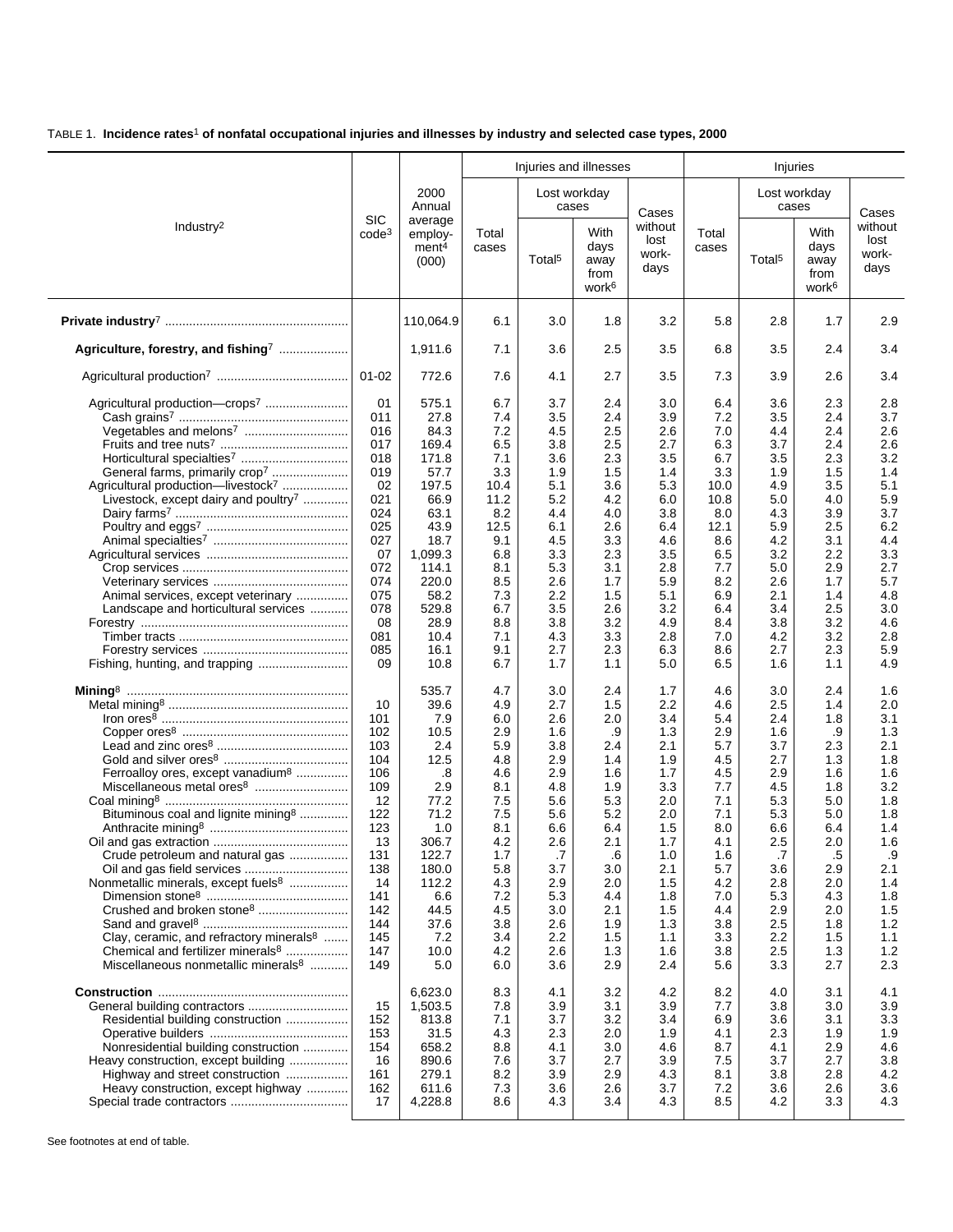TABLE 1. **Incidence rates[1] of nonfatal occupational injuries and illnesses by industry and selected case types, 2000**

| Industry[2] | SIC code[3] | 2000 Annual average employment[4] (000) | Injuries and illnesses | | | | Injuries | | | |
|---|---|---|---|---|---|---|---|---|---|---|
| | | | Total cases | Lost workday cases | | Cases without lost workdays | Total cases | Lost workday cases | | Cases without lost workdays |
| | | | | Total[5] | With days away from work[6] | | | Total[5] | With days away from work[6] | |
| **Private industry**[7] | | 110,064.9 | 6.1 | 3.0 | 1.8 | 3.2 | 5.8 | 2.8 | 1.7 | 2.9 |
| **Agriculture, forestry, and fishing**[7] | | 1,911.6 | 7.1 | 3.6 | 2.5 | 3.5 | 6.8 | 3.5 | 2.4 | 3.4 |
| Agricultural production[7] | 01-02 | 772.6 | 7.6 | 4.1 | 2.7 | 3.5 | 7.3 | 3.9 | 2.6 | 3.4 |
| Agricultural production—crops[7] | 01 | 575.1 | 6.7 | 3.7 | 2.4 | 3.0 | 6.4 | 3.6 | 2.3 | 2.8 |
| Cash grains[7] | 011 | 27.8 | 7.4 | 3.5 | 2.4 | 3.9 | 7.2 | 3.5 | 2.4 | 3.7 |
| Vegetables and melons[7] | 016 | 84.3 | 7.2 | 4.5 | 2.5 | 2.6 | 7.0 | 4.4 | 2.4 | 2.6 |
| Fruits and tree nuts[7] | 017 | 169.4 | 6.5 | 3.8 | 2.5 | 2.7 | 6.3 | 3.7 | 2.4 | 2.6 |
| Horticultural specialties[7] | 018 | 171.8 | 7.1 | 3.6 | 2.3 | 3.5 | 6.7 | 3.5 | 2.3 | 3.2 |
| General farms, primarily crop[7] | 019 | 57.7 | 3.3 | 1.9 | 1.5 | 1.4 | 3.3 | 1.9 | 1.5 | 1.4 |
| Agricultural production—livestock[7] | 02 | 197.5 | 10.4 | 5.1 | 3.6 | 5.3 | 10.0 | 4.9 | 3.5 | 5.1 |
| Livestock, except dairy and poultry[7] | 021 | 66.9 | 11.2 | 5.2 | 4.2 | 6.0 | 10.8 | 5.0 | 4.0 | 5.9 |
| Dairy farms[7] | 024 | 63.1 | 8.2 | 4.4 | 4.0 | 3.8 | 8.0 | 4.3 | 3.9 | 3.7 |
| Poultry and eggs[7] | 025 | 43.9 | 12.5 | 6.1 | 2.6 | 6.4 | 12.1 | 5.9 | 2.5 | 6.2 |
| Animal specialties[7] | 027 | 18.7 | 9.1 | 4.5 | 3.3 | 4.6 | 8.6 | 4.2 | 3.1 | 4.4 |
| Agricultural services | 07 | 1,099.3 | 6.8 | 3.3 | 2.3 | 3.5 | 6.5 | 3.2 | 2.2 | 3.3 |
| Crop services | 072 | 114.1 | 8.1 | 5.3 | 3.1 | 2.8 | 7.7 | 5.0 | 2.9 | 2.7 |
| Veterinary services | 074 | 220.0 | 8.5 | 2.6 | 1.7 | 5.9 | 8.2 | 2.6 | 1.7 | 5.7 |
| Animal services, except veterinary | 075 | 58.2 | 7.3 | 2.2 | 1.5 | 5.1 | 6.9 | 2.1 | 1.4 | 4.8 |
| Landscape and horticultural services | 078 | 529.8 | 6.7 | 3.5 | 2.6 | 3.2 | 6.4 | 3.4 | 2.5 | 3.0 |
| Forestry | 08 | 28.9 | 8.8 | 3.8 | 3.2 | 4.9 | 8.4 | 3.8 | 3.2 | 4.6 |
| Timber tracts | 081 | 10.4 | 7.1 | 4.3 | 3.3 | 2.8 | 7.0 | 4.2 | 3.2 | 2.8 |
| Forestry services | 085 | 16.1 | 9.1 | 2.7 | 2.3 | 6.3 | 8.6 | 2.7 | 2.3 | 5.9 |
| Fishing, hunting, and trapping | 09 | 10.8 | 6.7 | 1.7 | 1.1 | 5.0 | 6.5 | 1.6 | 1.1 | 4.9 |
| **Mining**[8] | | 535.7 | 4.7 | 3.0 | 2.4 | 1.7 | 4.6 | 3.0 | 2.4 | 1.6 |
| Metal mining[8] | 10 | 39.6 | 4.9 | 2.7 | 1.5 | 2.2 | 4.6 | 2.5 | 1.4 | 2.0 |
| Iron ores[8] | 101 | 7.9 | 6.0 | 2.6 | 2.0 | 3.4 | 5.4 | 2.4 | 1.8 | 3.1 |
| Copper ores[8] | 102 | 10.5 | 2.9 | 1.6 | .9 | 1.3 | 2.9 | 1.6 | .9 | 1.3 |
| Lead and zinc ores[8] | 103 | 2.4 | 5.9 | 3.8 | 2.4 | 2.1 | 5.7 | 3.7 | 2.3 | 2.1 |
| Gold and silver ores[8] | 104 | 12.5 | 4.8 | 2.9 | 1.4 | 1.9 | 4.5 | 2.7 | 1.3 | 1.8 |
| Ferroalloy ores, except vanadium[8] | 106 | .8 | 4.6 | 2.9 | 1.6 | 1.7 | 4.5 | 2.9 | 1.6 | 1.6 |
| Miscellaneous metal ores[8] | 109 | 2.9 | 8.1 | 4.8 | 1.9 | 3.3 | 7.7 | 4.5 | 1.8 | 3.2 |
| Coal mining[8] | 12 | 77.2 | 7.5 | 5.6 | 5.3 | 2.0 | 7.1 | 5.3 | 5.0 | 1.8 |
| Bituminous coal and lignite mining[8] | 122 | 71.2 | 7.5 | 5.6 | 5.2 | 2.0 | 7.1 | 5.3 | 5.0 | 1.8 |
| Anthracite mining[8] | 123 | 1.0 | 8.1 | 6.6 | 6.4 | 1.5 | 8.0 | 6.6 | 6.4 | 1.4 |
| Oil and gas extraction | 13 | 306.7 | 4.2 | 2.6 | 2.1 | 1.7 | 4.1 | 2.5 | 2.0 | 1.6 |
| Crude petroleum and natural gas | 131 | 122.7 | 1.7 | .7 | .6 | 1.0 | 1.6 | .7 | .5 | .9 |
| Oil and gas field services | 138 | 180.0 | 5.8 | 3.7 | 3.0 | 2.1 | 5.7 | 3.6 | 2.9 | 2.1 |
| Nonmetallic minerals, except fuels[8] | 14 | 112.2 | 4.3 | 2.9 | 2.0 | 1.5 | 4.2 | 2.8 | 2.0 | 1.4 |
| Dimension stone[8] | 141 | 6.6 | 7.2 | 5.3 | 4.4 | 1.8 | 7.0 | 5.3 | 4.3 | 1.8 |
| Crushed and broken stone[8] | 142 | 44.5 | 4.5 | 3.0 | 2.1 | 1.5 | 4.4 | 2.9 | 2.0 | 1.5 |
| Sand and gravel[8] | 144 | 37.6 | 3.8 | 2.6 | 1.9 | 1.3 | 3.8 | 2.5 | 1.8 | 1.2 |
| Clay, ceramic, and refractory minerals[8] | 145 | 7.2 | 3.4 | 2.2 | 1.5 | 1.1 | 3.3 | 2.2 | 1.5 | 1.1 |
| Chemical and fertilizer minerals[8] | 147 | 10.0 | 4.2 | 2.6 | 1.3 | 1.6 | 3.8 | 2.5 | 1.3 | 1.2 |
| Miscellaneous nonmetallic minerals[8] | 149 | 5.0 | 6.0 | 3.6 | 2.9 | 2.4 | 5.6 | 3.3 | 2.7 | 2.3 |
| **Construction** | | 6,623.0 | 8.3 | 4.1 | 3.2 | 4.2 | 8.2 | 4.0 | 3.1 | 4.1 |
| General building contractors | 15 | 1,503.5 | 7.8 | 3.9 | 3.1 | 3.9 | 7.7 | 3.8 | 3.0 | 3.9 |
| Residential building construction | 152 | 813.8 | 7.1 | 3.7 | 3.2 | 3.4 | 6.9 | 3.6 | 3.1 | 3.3 |
| Operative builders | 153 | 31.5 | 4.3 | 2.3 | 2.0 | 1.9 | 4.1 | 2.3 | 1.9 | 1.9 |
| Nonresidential building construction | 154 | 658.2 | 8.8 | 4.1 | 3.0 | 4.6 | 8.7 | 4.1 | 2.9 | 4.6 |
| Heavy construction, except building | 16 | 890.6 | 7.6 | 3.7 | 2.7 | 3.9 | 7.5 | 3.7 | 2.7 | 3.8 |
| Highway and street construction | 161 | 279.1 | 8.2 | 3.9 | 2.9 | 4.3 | 8.1 | 3.8 | 2.8 | 4.2 |
| Heavy construction, except highway | 162 | 611.6 | 7.3 | 3.6 | 2.6 | 3.7 | 7.2 | 3.6 | 2.6 | 3.6 |
| Special trade contractors | 17 | 4,228.8 | 8.6 | 4.3 | 3.4 | 4.3 | 8.5 | 4.2 | 3.3 | 4.3 |

See footnotes at end of table.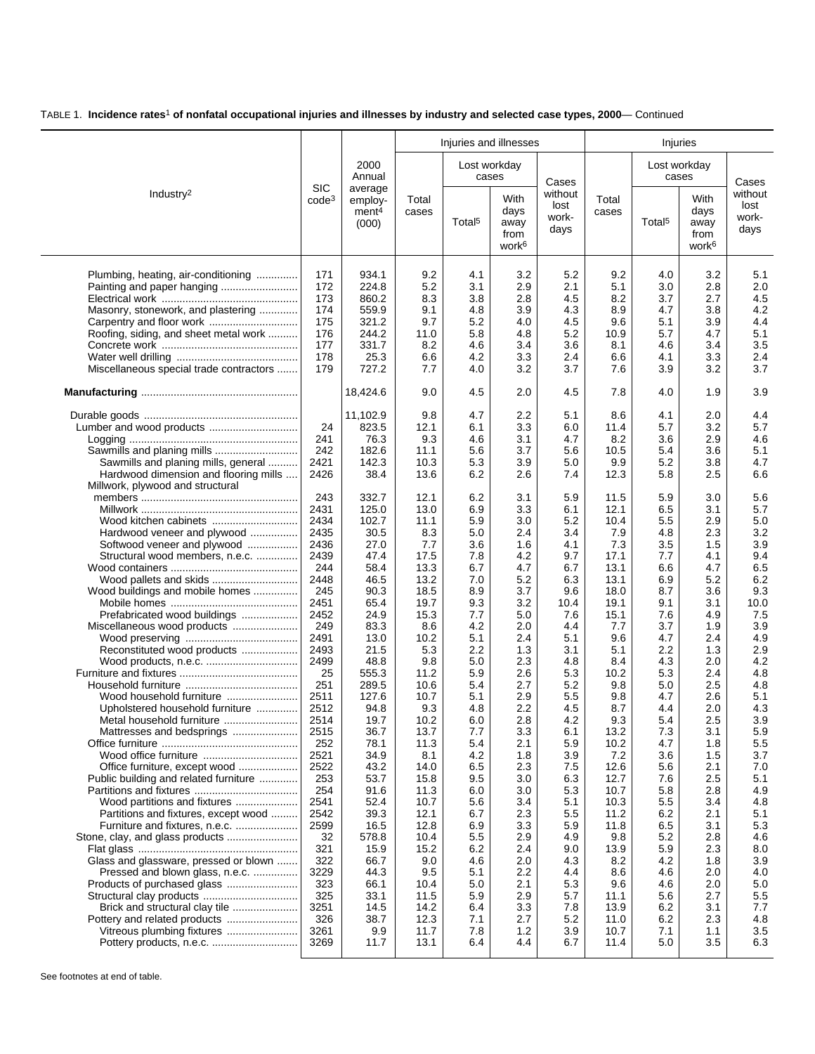TABLE 1. **Incidence rates[1] of nonfatal occupational injuries and illnesses by industry and selected case types, 2000**— Continued

| Industry[2] | SIC code[3] | 2000 Annual average employ-ment[4] (000) | Injuries and illnesses | | | | Injuries | | | |
|---|---|---|---|---|---|---|---|---|---|---|
| | | | Total cases | Lost workday cases | | Cases without lost work-days | Total cases | Lost workday cases | | Cases without lost work-days |
| | | | | Total[5] | With days away from work[6] | | | Total[5] | With days away from work[6] | |
| Plumbing, heating, air-conditioning | 171 | 934.1 | 9.2 | 4.1 | 3.2 | 5.2 | 9.2 | 4.0 | 3.2 | 5.1 |
| Painting and paper hanging | 172 | 224.8 | 5.2 | 3.1 | 2.9 | 2.1 | 5.1 | 3.0 | 2.8 | 2.0 |
| Electrical work | 173 | 860.2 | 8.3 | 3.8 | 2.8 | 4.5 | 8.2 | 3.7 | 2.7 | 4.5 |
| Masonry, stonework, and plastering | 174 | 559.9 | 9.1 | 4.8 | 3.9 | 4.3 | 8.9 | 4.7 | 3.8 | 4.2 |
| Carpentry and floor work | 175 | 321.2 | 9.7 | 5.2 | 4.0 | 4.5 | 9.6 | 5.1 | 3.9 | 4.4 |
| Roofing, siding, and sheet metal work | 176 | 244.2 | 11.0 | 5.8 | 4.8 | 5.2 | 10.9 | 5.7 | 4.7 | 5.1 |
| Concrete work | 177 | 331.7 | 8.2 | 4.6 | 3.4 | 3.6 | 8.1 | 4.6 | 3.4 | 3.5 |
| Water well drilling | 178 | 25.3 | 6.6 | 4.2 | 3.3 | 2.4 | 6.6 | 4.1 | 3.3 | 2.4 |
| Miscellaneous special trade contractors | 179 | 727.2 | 7.7 | 4.0 | 3.2 | 3.7 | 7.6 | 3.9 | 3.2 | 3.7 |
| **Manufacturing** | | 18,424.6 | 9.0 | 4.5 | 2.0 | 4.5 | 7.8 | 4.0 | 1.9 | 3.9 |
| Durable goods | | 11,102.9 | 9.8 | 4.7 | 2.2 | 5.1 | 8.6 | 4.1 | 2.0 | 4.4 |
| Lumber and wood products | 24 | 823.5 | 12.1 | 6.1 | 3.3 | 6.0 | 11.4 | 5.7 | 3.2 | 5.7 |
| Logging | 241 | 76.3 | 9.3 | 4.6 | 3.1 | 4.7 | 8.2 | 3.6 | 2.9 | 4.6 |
| Sawmills and planing mills | 242 | 182.6 | 11.1 | 5.6 | 3.7 | 5.6 | 10.5 | 5.4 | 3.6 | 5.1 |
| Sawmills and planing mills, general | 2421 | 142.3 | 10.3 | 5.3 | 3.9 | 5.0 | 9.9 | 5.2 | 3.8 | 4.7 |
| Hardwood dimension and flooring mills | 2426 | 38.4 | 13.6 | 6.2 | 2.6 | 7.4 | 12.3 | 5.8 | 2.5 | 6.6 |
| Millwork, plywood and structural members | 243 | 332.7 | 12.1 | 6.2 | 3.1 | 5.9 | 11.5 | 5.9 | 3.0 | 5.6 |
| Millwork | 2431 | 125.0 | 13.0 | 6.9 | 3.3 | 6.1 | 12.1 | 6.5 | 3.1 | 5.7 |
| Wood kitchen cabinets | 2434 | 102.7 | 11.1 | 5.9 | 3.0 | 5.2 | 10.4 | 5.5 | 2.9 | 5.0 |
| Hardwood veneer and plywood | 2435 | 30.5 | 8.3 | 5.0 | 2.4 | 3.4 | 7.9 | 4.8 | 2.3 | 3.2 |
| Softwood veneer and plywood | 2436 | 27.0 | 7.7 | 3.6 | 1.6 | 4.1 | 7.3 | 3.5 | 1.5 | 3.9 |
| Structural wood members, n.e.c. | 2439 | 47.4 | 17.5 | 7.8 | 4.2 | 9.7 | 17.1 | 7.7 | 4.1 | 9.4 |
| Wood containers | 244 | 58.4 | 13.3 | 6.7 | 4.7 | 6.7 | 13.1 | 6.6 | 4.7 | 6.5 |
| Wood pallets and skids | 2448 | 46.5 | 13.2 | 7.0 | 5.2 | 6.3 | 13.1 | 6.9 | 5.2 | 6.2 |
| Wood buildings and mobile homes | 245 | 90.3 | 18.5 | 8.9 | 3.7 | 9.6 | 18.0 | 8.7 | 3.6 | 9.3 |
| Mobile homes | 2451 | 65.4 | 19.7 | 9.3 | 3.2 | 10.4 | 19.1 | 9.1 | 3.1 | 10.0 |
| Prefabricated wood buildings | 2452 | 24.9 | 15.3 | 7.7 | 5.0 | 7.6 | 15.1 | 7.6 | 4.9 | 7.5 |
| Miscellaneous wood products | 249 | 83.3 | 8.6 | 4.2 | 2.0 | 4.4 | 7.7 | 3.7 | 1.9 | 3.9 |
| Wood preserving | 2491 | 13.0 | 10.2 | 5.1 | 2.4 | 5.1 | 9.6 | 4.7 | 2.4 | 4.9 |
| Reconstituted wood products | 2493 | 21.5 | 5.3 | 2.2 | 1.3 | 3.1 | 5.1 | 2.2 | 1.3 | 2.9 |
| Wood products, n.e.c. | 2499 | 48.8 | 9.8 | 5.0 | 2.3 | 4.8 | 8.4 | 4.3 | 2.0 | 4.2 |
| Furniture and fixtures | 25 | 555.3 | 11.2 | 5.9 | 2.6 | 5.3 | 10.2 | 5.3 | 2.4 | 4.8 |
| Household furniture | 251 | 289.5 | 10.6 | 5.4 | 2.7 | 5.2 | 9.8 | 5.0 | 2.5 | 4.8 |
| Wood household furniture | 2511 | 127.6 | 10.7 | 5.1 | 2.9 | 5.5 | 9.8 | 4.7 | 2.6 | 5.1 |
| Upholstered household furniture | 2512 | 94.8 | 9.3 | 4.8 | 2.2 | 4.5 | 8.7 | 4.4 | 2.0 | 4.3 |
| Metal household furniture | 2514 | 19.7 | 10.2 | 6.0 | 2.8 | 4.2 | 9.3 | 5.4 | 2.5 | 3.9 |
| Mattresses and bedsprings | 2515 | 36.7 | 13.7 | 7.7 | 3.3 | 6.1 | 13.2 | 7.3 | 3.1 | 5.9 |
| Office furniture | 252 | 78.1 | 11.3 | 5.4 | 2.1 | 5.9 | 10.2 | 4.7 | 1.8 | 5.5 |
| Wood office furniture | 2521 | 34.9 | 8.1 | 4.2 | 1.8 | 3.9 | 7.2 | 3.6 | 1.5 | 3.7 |
| Office furniture, except wood | 2522 | 43.2 | 14.0 | 6.5 | 2.3 | 7.5 | 12.6 | 5.6 | 2.1 | 7.0 |
| Public building and related furniture | 253 | 53.7 | 15.8 | 9.5 | 3.0 | 6.3 | 12.7 | 7.6 | 2.5 | 5.1 |
| Partitions and fixtures | 254 | 91.6 | 11.3 | 6.0 | 3.0 | 5.3 | 10.7 | 5.8 | 2.8 | 4.9 |
| Wood partitions and fixtures | 2541 | 52.4 | 10.7 | 5.6 | 3.4 | 5.1 | 10.3 | 5.5 | 3.4 | 4.8 |
| Partitions and fixtures, except wood | 2542 | 39.3 | 12.1 | 6.7 | 2.3 | 5.5 | 11.2 | 6.2 | 2.1 | 5.1 |
| Furniture and fixtures, n.e.c. | 2599 | 16.5 | 12.8 | 6.9 | 3.3 | 5.9 | 11.8 | 6.5 | 3.1 | 5.3 |
| Stone, clay, and glass products | 32 | 578.8 | 10.4 | 5.5 | 2.9 | 4.9 | 9.8 | 5.2 | 2.8 | 4.6 |
| Flat glass | 321 | 15.9 | 15.2 | 6.2 | 2.4 | 9.0 | 13.9 | 5.9 | 2.3 | 8.0 |
| Glass and glassware, pressed or blown | 322 | 66.7 | 9.0 | 4.6 | 2.0 | 4.3 | 8.2 | 4.2 | 1.8 | 3.9 |
| Pressed and blown glass, n.e.c. | 3229 | 44.3 | 9.5 | 5.1 | 2.2 | 4.4 | 8.6 | 4.6 | 2.0 | 4.0 |
| Products of purchased glass | 323 | 66.1 | 10.4 | 5.0 | 2.1 | 5.3 | 9.6 | 4.6 | 2.0 | 5.0 |
| Structural clay products | 325 | 33.1 | 11.5 | 5.9 | 2.9 | 5.7 | 11.1 | 5.6 | 2.7 | 5.5 |
| Brick and structural clay tile | 3251 | 14.5 | 14.2 | 6.4 | 3.3 | 7.8 | 13.9 | 6.2 | 3.1 | 7.7 |
| Pottery and related products | 326 | 38.7 | 12.3 | 7.1 | 2.7 | 5.2 | 11.0 | 6.2 | 2.3 | 4.8 |
| Vitreous plumbing fixtures | 3261 | 9.9 | 11.7 | 7.8 | 1.2 | 3.9 | 10.7 | 7.1 | 1.1 | 3.5 |
| Pottery products, n.e.c. | 3269 | 11.7 | 13.1 | 6.4 | 4.4 | 6.7 | 11.4 | 5.0 | 3.5 | 6.3 |

See footnotes at end of table.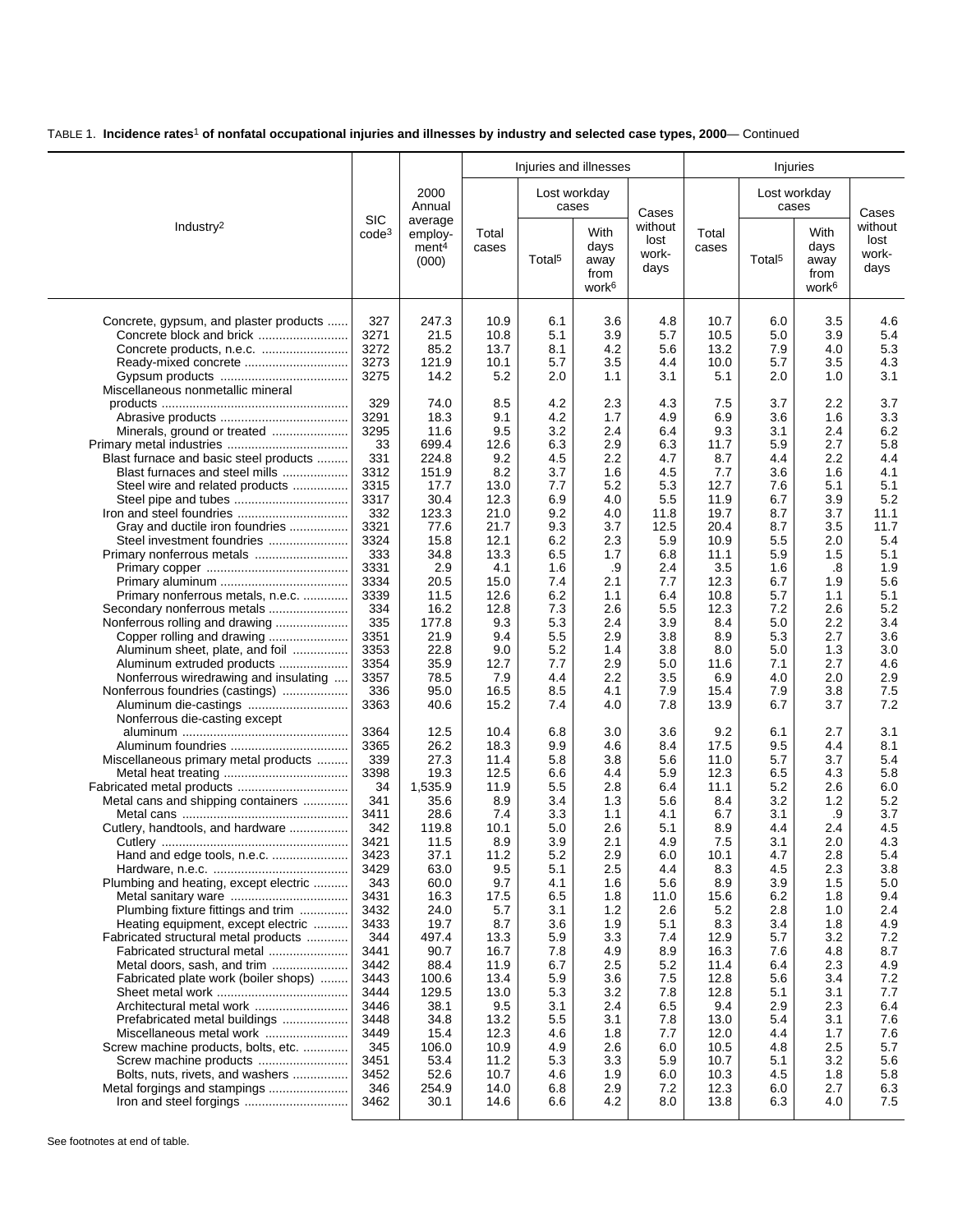TABLE 1. **Incidence rates[1] of nonfatal occupational injuries and illnesses by industry and selected case types, 2000**— Continued

| Industry[2] | SIC code[3] | 2000 Annual average employ-ment[4] (000) | Injuries and illnesses | | | | Injuries | | | |
|---|---|---|---|---|---|---|---|---|---|---|
| | | | Total cases | Lost workday cases | | Cases without lost work-days | Total cases | Lost workday cases | | Cases without lost work-days |
| | | | | Total[5] | With days away from work[6] | | | Total[5] | With days away from work[6] | |
| Concrete, gypsum, and plaster products | 327 | 247.3 | 10.9 | 6.1 | 3.6 | 4.8 | 10.7 | 6.0 | 3.5 | 4.6 |
| Concrete block and brick | 3271 | 21.5 | 10.8 | 5.1 | 3.9 | 5.7 | 10.5 | 5.0 | 3.9 | 5.4 |
| Concrete products, n.e.c. | 3272 | 85.2 | 13.7 | 8.1 | 4.2 | 5.6 | 13.2 | 7.9 | 4.0 | 5.3 |
| Ready-mixed concrete | 3273 | 121.9 | 10.1 | 5.7 | 3.5 | 4.4 | 10.0 | 5.7 | 3.5 | 4.3 |
| Gypsum products | 3275 | 14.2 | 5.2 | 2.0 | 1.1 | 3.1 | 5.1 | 2.0 | 1.0 | 3.1 |
| Miscellaneous nonmetallic mineral products | 329 | 74.0 | 8.5 | 4.2 | 2.3 | 4.3 | 7.5 | 3.7 | 2.2 | 3.7 |
| Abrasive products | 3291 | 18.3 | 9.1 | 4.2 | 1.7 | 4.9 | 6.9 | 3.6 | 1.6 | 3.3 |
| Minerals, ground or treated | 3295 | 11.6 | 9.5 | 3.2 | 2.4 | 6.4 | 9.3 | 3.1 | 2.4 | 6.2 |
| Primary metal industries | 33 | 699.4 | 12.6 | 6.3 | 2.9 | 6.3 | 11.7 | 5.9 | 2.7 | 5.8 |
| Blast furnace and basic steel products | 331 | 224.8 | 9.2 | 4.5 | 2.2 | 4.7 | 8.7 | 4.4 | 2.2 | 4.4 |
| Blast furnaces and steel mills | 3312 | 151.9 | 8.2 | 3.7 | 1.6 | 4.5 | 7.7 | 3.6 | 1.6 | 4.1 |
| Steel wire and related products | 3315 | 17.7 | 13.0 | 7.7 | 5.2 | 5.3 | 12.7 | 7.6 | 5.1 | 5.1 |
| Steel pipe and tubes | 3317 | 30.4 | 12.3 | 6.9 | 4.0 | 5.5 | 11.9 | 6.7 | 3.9 | 5.2 |
| Iron and steel foundries | 332 | 123.3 | 21.0 | 9.2 | 4.0 | 11.8 | 19.7 | 8.7 | 3.7 | 11.1 |
| Gray and ductile iron foundries | 3321 | 77.6 | 21.7 | 9.3 | 3.7 | 12.5 | 20.4 | 8.7 | 3.5 | 11.7 |
| Steel investment foundries | 3324 | 15.8 | 12.1 | 6.2 | 2.3 | 5.9 | 10.9 | 5.5 | 2.0 | 5.4 |
| Primary nonferrous metals | 333 | 34.8 | 13.3 | 6.5 | 1.7 | 6.8 | 11.1 | 5.9 | 1.5 | 5.1 |
| Primary copper | 3331 | 2.9 | 4.1 | 1.6 | .9 | 2.4 | 3.5 | 1.6 | .8 | 1.9 |
| Primary aluminum | 3334 | 20.5 | 15.0 | 7.4 | 2.1 | 7.7 | 12.3 | 6.7 | 1.9 | 5.6 |
| Primary nonferrous metals, n.e.c. | 3339 | 11.5 | 12.6 | 6.2 | 1.1 | 6.4 | 10.8 | 5.7 | 1.1 | 5.1 |
| Secondary nonferrous metals | 334 | 16.2 | 12.8 | 7.3 | 2.6 | 5.5 | 12.3 | 7.2 | 2.6 | 5.2 |
| Nonferrous rolling and drawing | 335 | 177.8 | 9.3 | 5.3 | 2.4 | 3.9 | 8.4 | 5.0 | 2.2 | 3.4 |
| Copper rolling and drawing | 3351 | 21.9 | 9.4 | 5.5 | 2.9 | 3.8 | 8.9 | 5.3 | 2.7 | 3.6 |
| Aluminum sheet, plate, and foil | 3353 | 22.8 | 9.0 | 5.2 | 1.4 | 3.8 | 8.0 | 5.0 | 1.3 | 3.0 |
| Aluminum extruded products | 3354 | 35.9 | 12.7 | 7.7 | 2.9 | 5.0 | 11.6 | 7.1 | 2.7 | 4.6 |
| Nonferrous wiredrawing and insulating | 3357 | 78.5 | 7.9 | 4.4 | 2.2 | 3.5 | 6.9 | 4.0 | 2.0 | 2.9 |
| Nonferrous foundries (castings) | 336 | 95.0 | 16.5 | 8.5 | 4.1 | 7.9 | 15.4 | 7.9 | 3.8 | 7.5 |
| Aluminum die-castings | 3363 | 40.6 | 15.2 | 7.4 | 4.0 | 7.8 | 13.9 | 6.7 | 3.7 | 7.2 |
| Nonferrous die-casting except aluminum | 3364 | 12.5 | 10.4 | 6.8 | 3.0 | 3.6 | 9.2 | 6.1 | 2.7 | 3.1 |
| Aluminum foundries | 3365 | 26.2 | 18.3 | 9.9 | 4.6 | 8.4 | 17.5 | 9.5 | 4.4 | 8.1 |
| Miscellaneous primary metal products | 339 | 27.3 | 11.4 | 5.8 | 3.8 | 5.6 | 11.0 | 5.7 | 3.7 | 5.4 |
| Metal heat treating | 3398 | 19.3 | 12.5 | 6.6 | 4.4 | 5.9 | 12.3 | 6.5 | 4.3 | 5.8 |
| Fabricated metal products | 34 | 1,535.9 | 11.9 | 5.5 | 2.8 | 6.4 | 11.1 | 5.2 | 2.6 | 6.0 |
| Metal cans and shipping containers | 341 | 35.6 | 8.9 | 3.4 | 1.3 | 5.6 | 8.4 | 3.2 | 1.2 | 5.2 |
| Metal cans | 3411 | 28.6 | 7.4 | 3.3 | 1.1 | 4.1 | 6.7 | 3.1 | .9 | 3.7 |
| Cutlery, handtools, and hardware | 342 | 119.8 | 10.1 | 5.0 | 2.6 | 5.1 | 8.9 | 4.4 | 2.4 | 4.5 |
| Cutlery | 3421 | 11.5 | 8.9 | 3.9 | 2.1 | 4.9 | 7.5 | 3.1 | 2.0 | 4.3 |
| Hand and edge tools, n.e.c. | 3423 | 37.1 | 11.2 | 5.2 | 2.9 | 6.0 | 10.1 | 4.7 | 2.8 | 5.4 |
| Hardware, n.e.c. | 3429 | 63.0 | 9.5 | 5.1 | 2.5 | 4.4 | 8.3 | 4.5 | 2.3 | 3.8 |
| Plumbing and heating, except electric | 343 | 60.0 | 9.7 | 4.1 | 1.6 | 5.6 | 8.9 | 3.9 | 1.5 | 5.0 |
| Metal sanitary ware | 3431 | 16.3 | 17.5 | 6.5 | 1.8 | 11.0 | 15.6 | 6.2 | 1.8 | 9.4 |
| Plumbing fixture fittings and trim | 3432 | 24.0 | 5.7 | 3.1 | 1.2 | 2.6 | 5.2 | 2.8 | 1.0 | 2.4 |
| Heating equipment, except electric | 3433 | 19.7 | 8.7 | 3.6 | 1.9 | 5.1 | 8.3 | 3.4 | 1.8 | 4.9 |
| Fabricated structural metal products | 344 | 497.4 | 13.3 | 5.9 | 3.3 | 7.4 | 12.9 | 5.7 | 3.2 | 7.2 |
| Fabricated structural metal | 3441 | 90.7 | 16.7 | 7.8 | 4.9 | 8.9 | 16.3 | 7.6 | 4.8 | 8.7 |
| Metal doors, sash, and trim | 3442 | 88.4 | 11.9 | 6.7 | 2.5 | 5.2 | 11.4 | 6.4 | 2.3 | 4.9 |
| Fabricated plate work (boiler shops) | 3443 | 100.6 | 13.4 | 5.9 | 3.6 | 7.5 | 12.8 | 5.6 | 3.4 | 7.2 |
| Sheet metal work | 3444 | 129.5 | 13.0 | 5.3 | 3.2 | 7.8 | 12.8 | 5.1 | 3.1 | 7.7 |
| Architectural metal work | 3446 | 38.1 | 9.5 | 3.1 | 2.4 | 6.5 | 9.4 | 2.9 | 2.3 | 6.4 |
| Prefabricated metal buildings | 3448 | 34.8 | 13.2 | 5.5 | 3.1 | 7.8 | 13.0 | 5.4 | 3.1 | 7.6 |
| Miscellaneous metal work | 3449 | 15.4 | 12.3 | 4.6 | 1.8 | 7.7 | 12.0 | 4.4 | 1.7 | 7.6 |
| Screw machine products, bolts, etc. | 345 | 106.0 | 10.9 | 4.9 | 2.6 | 6.0 | 10.5 | 4.8 | 2.5 | 5.7 |
| Screw machine products | 3451 | 53.4 | 11.2 | 5.3 | 3.3 | 5.9 | 10.7 | 5.1 | 3.2 | 5.6 |
| Bolts, nuts, rivets, and washers | 3452 | 52.6 | 10.7 | 4.6 | 1.9 | 6.0 | 10.3 | 4.5 | 1.8 | 5.8 |
| Metal forgings and stampings | 346 | 254.9 | 14.0 | 6.8 | 2.9 | 7.2 | 12.3 | 6.0 | 2.7 | 6.3 |
| Iron and steel forgings | 3462 | 30.1 | 14.6 | 6.6 | 4.2 | 8.0 | 13.8 | 6.3 | 4.0 | 7.5 |

See footnotes at end of table.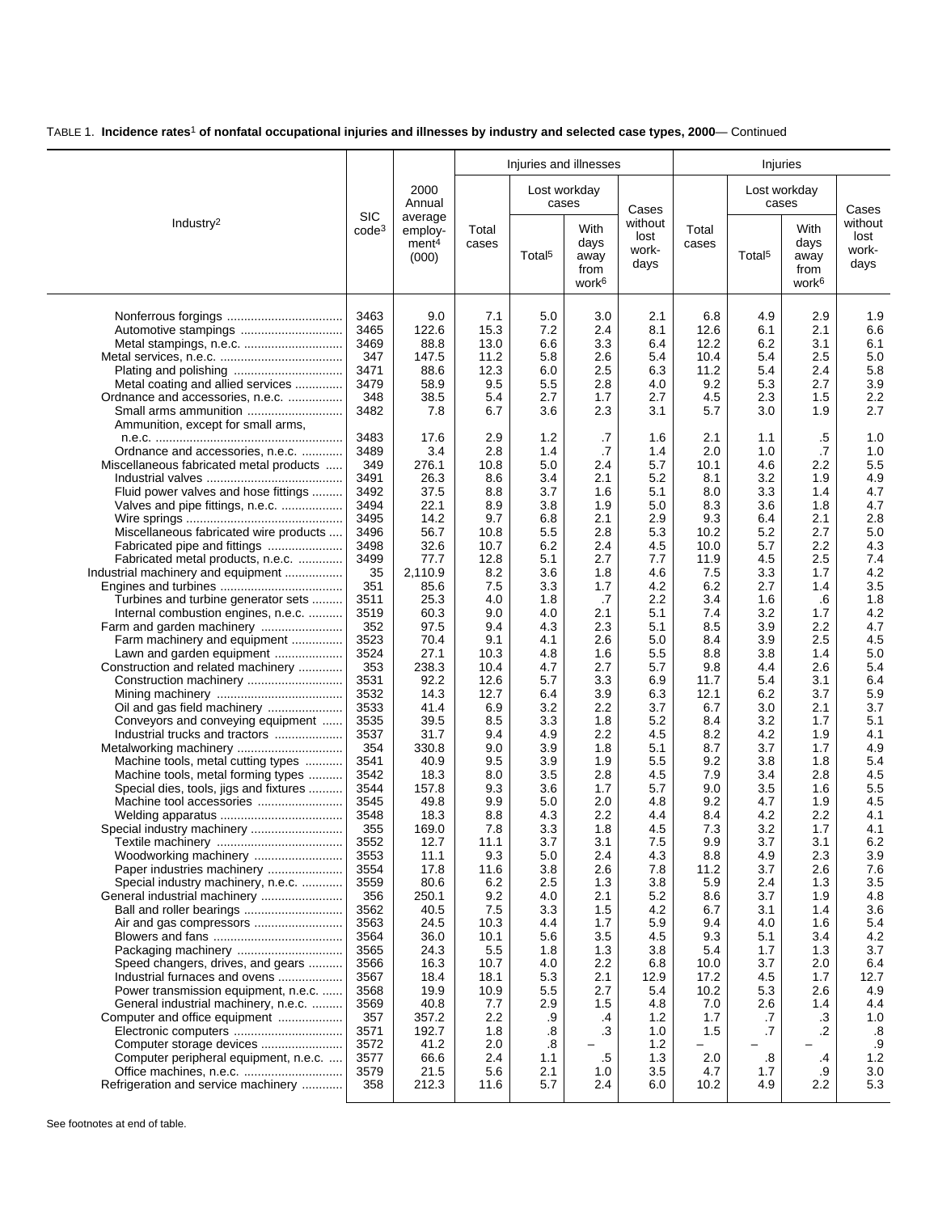TABLE 1. **Incidence rates[1] of nonfatal occupational injuries and illnesses by industry and selected case types, 2000**— Continued

| Industry[2] | SIC code[3] | 2000 Annual average employment[4] (000) | Injuries and illnesses | | | | Injuries | | | |
|---|---|---|---|---|---|---|---|---|---|---|
| | | | Total cases | Lost workday cases | | Cases without lost workdays | Total cases | Lost workday cases | | Cases without lost workdays |
| | | | | Total[5] | With days away from work[6] | | | Total[5] | With days away from work[6] | |
| Nonferrous forgings | 3463 | 9.0 | 7.1 | 5.0 | 3.0 | 2.1 | 6.8 | 4.9 | 2.9 | 1.9 |
| Automotive stampings | 3465 | 122.6 | 15.3 | 7.2 | 2.4 | 8.1 | 12.6 | 6.1 | 2.1 | 6.6 |
| Metal stampings, n.e.c. | 3469 | 88.8 | 13.0 | 6.6 | 3.3 | 6.4 | 12.2 | 6.2 | 3.1 | 6.1 |
| Metal services, n.e.c. | 347 | 147.5 | 11.2 | 5.8 | 2.6 | 5.4 | 10.4 | 5.4 | 2.5 | 5.0 |
| Plating and polishing | 3471 | 88.6 | 12.3 | 6.0 | 2.5 | 6.3 | 11.2 | 5.4 | 2.4 | 5.8 |
| Metal coating and allied services | 3479 | 58.9 | 9.5 | 5.5 | 2.8 | 4.0 | 9.2 | 5.3 | 2.7 | 3.9 |
| Ordnance and accessories, n.e.c. | 348 | 38.5 | 5.4 | 2.7 | 1.7 | 2.7 | 4.5 | 2.3 | 1.5 | 2.2 |
| Small arms ammunition | 3482 | 7.8 | 6.7 | 3.6 | 2.3 | 3.1 | 5.7 | 3.0 | 1.9 | 2.7 |
| Ammunition, except for small arms, n.e.c. | 3483 | 17.6 | 2.9 | 1.2 | .7 | 1.6 | 2.1 | 1.1 | .5 | 1.0 |
| Ordnance and accessories, n.e.c. | 3489 | 3.4 | 2.8 | 1.4 | .7 | 1.4 | 2.0 | 1.0 | .7 | 1.0 |
| Miscellaneous fabricated metal products | 349 | 276.1 | 10.8 | 5.0 | 2.4 | 5.7 | 10.1 | 4.6 | 2.2 | 5.5 |
| Industrial valves | 3491 | 26.3 | 8.6 | 3.4 | 2.1 | 5.2 | 8.1 | 3.2 | 1.9 | 4.9 |
| Fluid power valves and hose fittings | 3492 | 37.5 | 8.8 | 3.7 | 1.6 | 5.1 | 8.0 | 3.3 | 1.4 | 4.7 |
| Valves and pipe fittings, n.e.c. | 3494 | 22.1 | 8.9 | 3.8 | 1.9 | 5.0 | 8.3 | 3.6 | 1.8 | 4.7 |
| Wire springs | 3495 | 14.2 | 9.7 | 6.8 | 2.1 | 2.9 | 9.3 | 6.4 | 2.1 | 2.8 |
| Miscellaneous fabricated wire products | 3496 | 56.7 | 10.8 | 5.5 | 2.8 | 5.3 | 10.2 | 5.2 | 2.7 | 5.0 |
| Fabricated pipe and fittings | 3498 | 32.6 | 10.7 | 6.2 | 2.4 | 4.5 | 10.0 | 5.7 | 2.2 | 4.3 |
| Fabricated metal products, n.e.c. | 3499 | 77.7 | 12.8 | 5.1 | 2.7 | 7.7 | 11.9 | 4.5 | 2.5 | 7.4 |
| Industrial machinery and equipment | 35 | 2,110.9 | 8.2 | 3.6 | 1.8 | 4.6 | 7.5 | 3.3 | 1.7 | 4.2 |
| Engines and turbines | 351 | 85.6 | 7.5 | 3.3 | 1.7 | 4.2 | 6.2 | 2.7 | 1.4 | 3.5 |
| Turbines and turbine generator sets | 3511 | 25.3 | 4.0 | 1.8 | .7 | 2.2 | 3.4 | 1.6 | .6 | 1.8 |
| Internal combustion engines, n.e.c. | 3519 | 60.3 | 9.0 | 4.0 | 2.1 | 5.1 | 7.4 | 3.2 | 1.7 | 4.2 |
| Farm and garden machinery | 352 | 97.5 | 9.4 | 4.3 | 2.3 | 5.1 | 8.5 | 3.9 | 2.2 | 4.7 |
| Farm machinery and equipment | 3523 | 70.4 | 9.1 | 4.1 | 2.6 | 5.0 | 8.4 | 3.9 | 2.5 | 4.5 |
| Lawn and garden equipment | 3524 | 27.1 | 10.3 | 4.8 | 1.6 | 5.5 | 8.8 | 3.8 | 1.4 | 5.0 |
| Construction and related machinery | 353 | 238.3 | 10.4 | 4.7 | 2.7 | 5.7 | 9.8 | 4.4 | 2.6 | 5.4 |
| Construction machinery | 3531 | 92.2 | 12.6 | 5.7 | 3.3 | 6.9 | 11.7 | 5.4 | 3.1 | 6.4 |
| Mining machinery | 3532 | 14.3 | 12.7 | 6.4 | 3.9 | 6.3 | 12.1 | 6.2 | 3.7 | 5.9 |
| Oil and gas field machinery | 3533 | 41.4 | 6.9 | 3.2 | 2.2 | 3.7 | 6.7 | 3.0 | 2.1 | 3.7 |
| Conveyors and conveying equipment | 3535 | 39.5 | 8.5 | 3.3 | 1.8 | 5.2 | 8.4 | 3.2 | 1.7 | 5.1 |
| Industrial trucks and tractors | 3537 | 31.7 | 9.4 | 4.9 | 2.2 | 4.5 | 8.2 | 4.2 | 1.9 | 4.1 |
| Metalworking machinery | 354 | 330.8 | 9.0 | 3.9 | 1.8 | 5.1 | 8.7 | 3.7 | 1.7 | 4.9 |
| Machine tools, metal cutting types | 3541 | 40.9 | 9.5 | 3.9 | 1.9 | 5.5 | 9.2 | 3.8 | 1.8 | 5.4 |
| Machine tools, metal forming types | 3542 | 18.3 | 8.0 | 3.5 | 2.8 | 4.5 | 7.9 | 3.4 | 2.8 | 4.5 |
| Special dies, tools, jigs and fixtures | 3544 | 157.8 | 9.3 | 3.6 | 1.7 | 5.7 | 9.0 | 3.5 | 1.6 | 5.5 |
| Machine tool accessories | 3545 | 49.8 | 9.9 | 5.0 | 2.0 | 4.8 | 9.2 | 4.7 | 1.9 | 4.5 |
| Welding apparatus | 3548 | 18.3 | 8.8 | 4.3 | 2.2 | 4.4 | 8.4 | 4.2 | 2.2 | 4.1 |
| Special industry machinery | 355 | 169.0 | 7.8 | 3.3 | 1.8 | 4.5 | 7.3 | 3.2 | 1.7 | 4.1 |
| Textile machinery | 3552 | 12.7 | 11.1 | 3.7 | 3.1 | 7.5 | 9.9 | 3.7 | 3.1 | 6.2 |
| Woodworking machinery | 3553 | 11.1 | 9.3 | 5.0 | 2.4 | 4.3 | 8.8 | 4.9 | 2.3 | 3.9 |
| Paper industries machinery | 3554 | 17.8 | 11.6 | 3.8 | 2.6 | 7.8 | 11.2 | 3.7 | 2.6 | 7.6 |
| Special industry machinery, n.e.c. | 3559 | 80.6 | 6.2 | 2.5 | 1.3 | 3.8 | 5.9 | 2.4 | 1.3 | 3.5 |
| General industrial machinery | 356 | 250.1 | 9.2 | 4.0 | 2.1 | 5.2 | 8.6 | 3.7 | 1.9 | 4.8 |
| Ball and roller bearings | 3562 | 40.5 | 7.5 | 3.3 | 1.5 | 4.2 | 6.7 | 3.1 | 1.4 | 3.6 |
| Air and gas compressors | 3563 | 24.5 | 10.3 | 4.4 | 1.7 | 5.9 | 9.4 | 4.0 | 1.6 | 5.4 |
| Blowers and fans | 3564 | 36.0 | 10.1 | 5.6 | 3.5 | 4.5 | 9.3 | 5.1 | 3.4 | 4.2 |
| Packaging machinery | 3565 | 24.3 | 5.5 | 1.8 | 1.3 | 3.8 | 5.4 | 1.7 | 1.3 | 3.7 |
| Speed changers, drives, and gears | 3566 | 16.3 | 10.7 | 4.0 | 2.2 | 6.8 | 10.0 | 3.7 | 2.0 | 6.4 |
| Industrial furnaces and ovens | 3567 | 18.4 | 18.1 | 5.3 | 2.1 | 12.9 | 17.2 | 4.5 | 1.7 | 12.7 |
| Power transmission equipment, n.e.c. | 3568 | 19.9 | 10.9 | 5.5 | 2.7 | 5.4 | 10.2 | 5.3 | 2.6 | 4.9 |
| General industrial machinery, n.e.c. | 3569 | 40.8 | 7.7 | 2.9 | 1.5 | 4.8 | 7.0 | 2.6 | 1.4 | 4.4 |
| Computer and office equipment | 357 | 357.2 | 2.2 | .9 | .4 | 1.2 | 1.7 | .7 | .3 | 1.0 |
| Electronic computers | 3571 | 192.7 | 1.8 | .8 | .3 | 1.0 | 1.5 | .7 | .2 | .8 |
| Computer storage devices | 3572 | 41.2 | 2.0 | .8 | – | 1.2 | – | – | – | .9 |
| Computer peripheral equipment, n.e.c. | 3577 | 66.6 | 2.4 | 1.1 | .5 | 1.3 | 2.0 | .8 | .4 | 1.2 |
| Office machines, n.e.c. | 3579 | 21.5 | 5.6 | 2.1 | 1.0 | 3.5 | 4.7 | 1.7 | .9 | 3.0 |
| Refrigeration and service machinery | 358 | 212.3 | 11.6 | 5.7 | 2.4 | 6.0 | 10.2 | 4.9 | 2.2 | 5.3 |

See footnotes at end of table.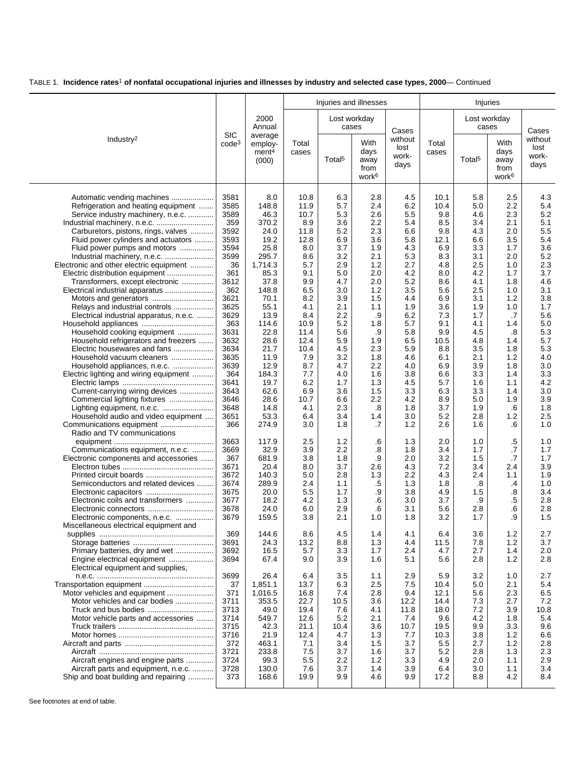TABLE 1. **Incidence rates[1] of nonfatal occupational injuries and illnesses by industry and selected case types, 2000**— Continued

| Industry[2] | SIC code[3] | 2000 Annual average employ-ment[4] (000) | Injuries and illnesses | | | | Injuries | | | |
|---|---|---|---|---|---|---|---|---|---|---|
| | | | Total cases | Lost workday cases | | Cases without lost work-days | Total cases | Lost workday cases | | Cases without lost work-days |
| | | | | Total[5] | With days away from work[6] | | | Total[5] | With days away from work[6] | |
| Automatic vending machines | 3581 | 8.0 | 10.8 | 6.3 | 2.8 | 4.5 | 10.1 | 5.8 | 2.5 | 4.3 |
| Refrigeration and heating equipment | 3585 | 148.8 | 11.9 | 5.7 | 2.4 | 6.2 | 10.4 | 5.0 | 2.2 | 5.4 |
| Service industry machinery, n.e.c. | 3589 | 46.3 | 10.7 | 5.3 | 2.6 | 5.5 | 9.8 | 4.6 | 2.3 | 5.2 |
| Industrial machinery, n.e.c. | 359 | 370.2 | 8.9 | 3.6 | 2.2 | 5.4 | 8.5 | 3.4 | 2.1 | 5.1 |
| Carburetors, pistons, rings, valves | 3592 | 24.0 | 11.8 | 5.2 | 2.3 | 6.6 | 9.8 | 4.3 | 2.0 | 5.5 |
| Fluid power cylinders and actuators | 3593 | 19.2 | 12.8 | 6.9 | 3.6 | 5.8 | 12.1 | 6.6 | 3.5 | 5.4 |
| Fluid power pumps and motors | 3594 | 25.8 | 8.0 | 3.7 | 1.9 | 4.3 | 6.9 | 3.3 | 1.7 | 3.6 |
| Industrial machinery, n.e.c. | 3599 | 295.7 | 8.6 | 3.2 | 2.1 | 5.3 | 8.3 | 3.1 | 2.0 | 5.2 |
| Electronic and other electric equipment | 36 | 1,714.3 | 5.7 | 2.9 | 1.2 | 2.7 | 4.8 | 2.5 | 1.0 | 2.3 |
| Electric distribution equipment | 361 | 85.3 | 9.1 | 5.0 | 2.0 | 4.2 | 8.0 | 4.2 | 1.7 | 3.7 |
| Transformers, except electronic | 3612 | 37.8 | 9.9 | 4.7 | 2.0 | 5.2 | 8.6 | 4.1 | 1.8 | 4.6 |
| Electrical industrial apparatus | 362 | 148.8 | 6.5 | 3.0 | 1.2 | 3.5 | 5.6 | 2.5 | 1.0 | 3.1 |
| Motors and generators | 3621 | 70.1 | 8.2 | 3.9 | 1.5 | 4.4 | 6.9 | 3.1 | 1.2 | 3.8 |
| Relays and industrial controls | 3625 | 55.1 | 4.1 | 2.1 | 1.1 | 1.9 | 3.6 | 1.9 | 1.0 | 1.7 |
| Electrical industrial apparatus, n.e.c. | 3629 | 13.9 | 8.4 | 2.2 | .9 | 6.2 | 7.3 | 1.7 | .7 | 5.6 |
| Household appliances | 363 | 114.6 | 10.9 | 5.2 | 1.8 | 5.7 | 9.1 | 4.1 | 1.4 | 5.0 |
| Household cooking equipment | 3631 | 22.8 | 11.4 | 5.6 | .9 | 5.8 | 9.9 | 4.5 | .8 | 5.3 |
| Household refrigerators and freezers | 3632 | 28.6 | 12.4 | 5.9 | 1.9 | 6.5 | 10.5 | 4.8 | 1.4 | 5.7 |
| Electric housewares and fans | 3634 | 21.7 | 10.4 | 4.5 | 2.3 | 5.9 | 8.8 | 3.5 | 1.8 | 5.3 |
| Household vacuum cleaners | 3635 | 11.9 | 7.9 | 3.2 | 1.8 | 4.6 | 6.1 | 2.1 | 1.2 | 4.0 |
| Household appliances, n.e.c. | 3639 | 12.9 | 8.7 | 4.7 | 2.2 | 4.0 | 6.9 | 3.9 | 1.8 | 3.0 |
| Electric lighting and wiring equipment | 364 | 184.3 | 7.7 | 4.0 | 1.6 | 3.8 | 6.6 | 3.3 | 1.4 | 3.3 |
| Electric lamps | 3641 | 19.7 | 6.2 | 1.7 | 1.3 | 4.5 | 5.7 | 1.6 | 1.1 | 4.2 |
| Current-carrying wiring devices | 3643 | 62.6 | 6.9 | 3.6 | 1.5 | 3.3 | 6.3 | 3.3 | 1.4 | 3.0 |
| Commercial lighting fixtures | 3646 | 28.6 | 10.7 | 6.6 | 2.2 | 4.2 | 8.9 | 5.0 | 1.9 | 3.9 |
| Lighting equipment, n.e.c. | 3648 | 14.8 | 4.1 | 2.3 | .8 | 1.8 | 3.7 | 1.9 | .6 | 1.8 |
| Household audio and video equipment | 3651 | 53.3 | 6.4 | 3.4 | 1.4 | 3.0 | 5.2 | 2.8 | 1.2 | 2.5 |
| Communications equipment | 366 | 274.9 | 3.0 | 1.8 | .7 | 1.2 | 2.6 | 1.6 | .6 | 1.0 |
| Radio and TV communications equipment | 3663 | 117.9 | 2.5 | 1.2 | .6 | 1.3 | 2.0 | 1.0 | .5 | 1.0 |
| Communications equipment, n.e.c. | 3669 | 32.9 | 3.9 | 2.2 | .8 | 1.8 | 3.4 | 1.7 | .7 | 1.7 |
| Electronic components and accessories | 367 | 681.9 | 3.8 | 1.8 | .9 | 2.0 | 3.2 | 1.5 | .7 | 1.7 |
| Electron tubes | 3671 | 20.4 | 8.0 | 3.7 | 2.6 | 4.3 | 7.2 | 3.4 | 2.4 | 3.9 |
| Printed circuit boards | 3672 | 140.3 | 5.0 | 2.8 | 1.3 | 2.2 | 4.3 | 2.4 | 1.1 | 1.9 |
| Semiconductors and related devices | 3674 | 289.9 | 2.4 | 1.1 | .5 | 1.3 | 1.8 | .8 | .4 | 1.0 |
| Electronic capacitors | 3675 | 20.0 | 5.5 | 1.7 | .9 | 3.8 | 4.9 | 1.5 | .8 | 3.4 |
| Electronic coils and transformers | 3677 | 18.2 | 4.2 | 1.3 | .6 | 3.0 | 3.7 | .9 | .5 | 2.8 |
| Electronic connectors | 3678 | 24.0 | 6.0 | 2.9 | .6 | 3.1 | 5.6 | 2.8 | .6 | 2.8 |
| Electronic components, n.e.c. | 3679 | 159.5 | 3.8 | 2.1 | 1.0 | 1.8 | 3.2 | 1.7 | .9 | 1.5 |
| Miscellaneous electrical equipment and supplies | 369 | 144.6 | 8.6 | 4.5 | 1.4 | 4.1 | 6.4 | 3.6 | 1.2 | 2.7 |
| Storage batteries | 3691 | 24.3 | 13.2 | 8.8 | 1.3 | 4.4 | 11.5 | 7.8 | 1.2 | 3.7 |
| Primary batteries, dry and wet | 3692 | 16.5 | 5.7 | 3.3 | 1.7 | 2.4 | 4.7 | 2.7 | 1.4 | 2.0 |
| Engine electrical equipment | 3694 | 67.4 | 9.0 | 3.9 | 1.6 | 5.1 | 5.6 | 2.8 | 1.2 | 2.8 |
| Electrical equipment and supplies, n.e.c. | 3699 | 26.4 | 6.4 | 3.5 | 1.1 | 2.9 | 5.9 | 3.2 | 1.0 | 2.7 |
| Transportation equipment | 37 | 1,851.1 | 13.7 | 6.3 | 2.5 | 7.5 | 10.4 | 5.0 | 2.1 | 5.4 |
| Motor vehicles and equipment | 371 | 1,016.5 | 16.8 | 7.4 | 2.8 | 9.4 | 12.1 | 5.6 | 2.3 | 6.5 |
| Motor vehicles and car bodies | 3711 | 353.5 | 22.7 | 10.5 | 3.6 | 12.2 | 14.4 | 7.3 | 2.7 | 7.2 |
| Truck and bus bodies | 3713 | 49.0 | 19.4 | 7.6 | 4.1 | 11.8 | 18.0 | 7.2 | 3.9 | 10.8 |
| Motor vehicle parts and accessories | 3714 | 549.7 | 12.6 | 5.2 | 2.1 | 7.4 | 9.6 | 4.2 | 1.8 | 5.4 |
| Truck trailers | 3715 | 42.3 | 21.1 | 10.4 | 3.6 | 10.7 | 19.5 | 9.9 | 3.3 | 9.6 |
| Motor homes | 3716 | 21.9 | 12.4 | 4.7 | 1.3 | 7.7 | 10.3 | 3.8 | 1.2 | 6.6 |
| Aircraft and parts | 372 | 463.1 | 7.1 | 3.4 | 1.5 | 3.7 | 5.5 | 2.7 | 1.2 | 2.8 |
| Aircraft | 3721 | 233.8 | 7.5 | 3.7 | 1.6 | 3.7 | 5.2 | 2.8 | 1.3 | 2.3 |
| Aircraft engines and engine parts | 3724 | 99.3 | 5.5 | 2.2 | 1.2 | 3.3 | 4.9 | 2.0 | 1.1 | 2.9 |
| Aircraft parts and equipment, n.e.c. | 3728 | 130.0 | 7.6 | 3.7 | 1.4 | 3.9 | 6.4 | 3.0 | 1.1 | 3.4 |
| Ship and boat building and repairing | 373 | 168.6 | 19.9 | 9.9 | 4.6 | 9.9 | 17.2 | 8.8 | 4.2 | 8.4 |

See footnotes at end of table.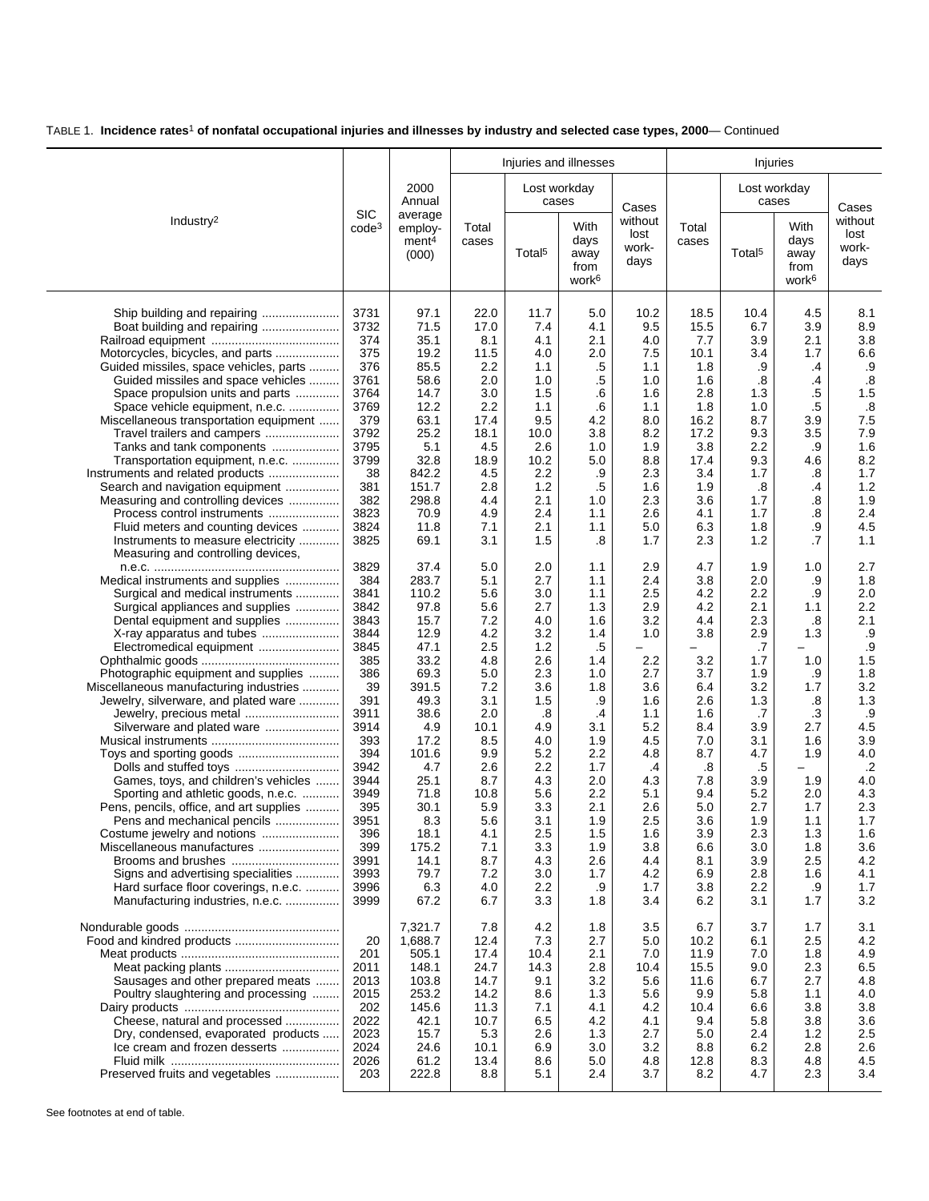TABLE 1. **Incidence rates**[1] **of nonfatal occupational injuries and illnesses by industry and selected case types, 2000**— Continued

| Industry[2] | SIC code[3] | 2000 Annual average employment[4] (000) | Injuries and illnesses | | | | Injuries | | | |
|---|---|---|---|---|---|---|---|---|---|---|
| | | | Total cases | Lost workday cases | | Cases without lost workdays | Total cases | Lost workday cases | | Cases without lost workdays |
| | | | | Total[5] | With days away from work[6] | | | Total[5] | With days away from work[6] | |
| Ship building and repairing | 3731 | 97.1 | 22.0 | 11.7 | 5.0 | 10.2 | 18.5 | 10.4 | 4.5 | 8.1 |
| Boat building and repairing | 3732 | 71.5 | 17.0 | 7.4 | 4.1 | 9.5 | 15.5 | 6.7 | 3.9 | 8.9 |
| Railroad equipment | 374 | 35.1 | 8.1 | 4.1 | 2.1 | 4.0 | 7.7 | 3.9 | 2.1 | 3.8 |
| Motorcycles, bicycles, and parts | 375 | 19.2 | 11.5 | 4.0 | 2.0 | 7.5 | 10.1 | 3.4 | 1.7 | 6.6 |
| Guided missiles, space vehicles, parts | 376 | 85.5 | 2.2 | 1.1 | .5 | 1.1 | 1.8 | .9 | .4 | .9 |
| Guided missiles and space vehicles | 3761 | 58.6 | 2.0 | 1.0 | .5 | 1.0 | 1.6 | .8 | .4 | .8 |
| Space propulsion units and parts | 3764 | 14.7 | 3.0 | 1.5 | .6 | 1.6 | 2.8 | 1.3 | .5 | 1.5 |
| Space vehicle equipment, n.e.c. | 3769 | 12.2 | 2.2 | 1.1 | .6 | 1.1 | 1.8 | 1.0 | .5 | .8 |
| Miscellaneous transportation equipment | 379 | 63.1 | 17.4 | 9.5 | 4.2 | 8.0 | 16.2 | 8.7 | 3.9 | 7.5 |
| Travel trailers and campers | 3792 | 25.2 | 18.1 | 10.0 | 3.8 | 8.2 | 17.2 | 9.3 | 3.5 | 7.9 |
| Tanks and tank components | 3795 | 5.1 | 4.5 | 2.6 | 1.0 | 1.9 | 3.8 | 2.2 | .9 | 1.6 |
| Transportation equipment, n.e.c. | 3799 | 32.8 | 18.9 | 10.2 | 5.0 | 8.8 | 17.4 | 9.3 | 4.6 | 8.2 |
| Instruments and related products | 38 | 842.2 | 4.5 | 2.2 | .9 | 2.3 | 3.4 | 1.7 | .8 | 1.7 |
| Search and navigation equipment | 381 | 151.7 | 2.8 | 1.2 | .5 | 1.6 | 1.9 | .8 | .4 | 1.2 |
| Measuring and controlling devices | 382 | 298.8 | 4.4 | 2.1 | 1.0 | 2.3 | 3.6 | 1.7 | .8 | 1.9 |
| Process control instruments | 3823 | 70.9 | 4.9 | 2.4 | 1.1 | 2.6 | 4.1 | 1.7 | .8 | 2.4 |
| Fluid meters and counting devices | 3824 | 11.8 | 7.1 | 2.1 | 1.1 | 5.0 | 6.3 | 1.8 | .9 | 4.5 |
| Instruments to measure electricity | 3825 | 69.1 | 3.1 | 1.5 | .8 | 1.7 | 2.3 | 1.2 | .7 | 1.1 |
| Measuring and controlling devices, n.e.c. | 3829 | 37.4 | 5.0 | 2.0 | 1.1 | 2.9 | 4.7 | 1.9 | 1.0 | 2.7 |
| Medical instruments and supplies | 384 | 283.7 | 5.1 | 2.7 | 1.1 | 2.4 | 3.8 | 2.0 | .9 | 1.8 |
| Surgical and medical instruments | 3841 | 110.2 | 5.6 | 3.0 | 1.1 | 2.5 | 4.2 | 2.2 | .9 | 2.0 |
| Surgical appliances and supplies | 3842 | 97.8 | 5.6 | 2.7 | 1.3 | 2.9 | 4.2 | 2.1 | 1.1 | 2.2 |
| Dental equipment and supplies | 3843 | 15.7 | 7.2 | 4.0 | 1.6 | 3.2 | 4.4 | 2.3 | .8 | 2.1 |
| X-ray apparatus and tubes | 3844 | 12.9 | 4.2 | 3.2 | 1.4 | 1.0 | 3.8 | 2.9 | 1.3 | .9 |
| Electromedical equipment | 3845 | 47.1 | 2.5 | 1.2 | .5 | – | – | .7 | – | .9 |
| Ophthalmic goods | 385 | 33.2 | 4.8 | 2.6 | 1.4 | 2.2 | 3.2 | 1.7 | 1.0 | 1.5 |
| Photographic equipment and supplies | 386 | 69.3 | 5.0 | 2.3 | 1.0 | 2.7 | 3.7 | 1.9 | .9 | 1.8 |
| Miscellaneous manufacturing industries | 39 | 391.5 | 7.2 | 3.6 | 1.8 | 3.6 | 6.4 | 3.2 | 1.7 | 3.2 |
| Jewelry, silverware, and plated ware | 391 | 49.3 | 3.1 | 1.5 | .9 | 1.6 | 2.6 | 1.3 | .8 | 1.3 |
| Jewelry, precious metal | 3911 | 38.6 | 2.0 | .8 | .4 | 1.1 | 1.6 | .7 | .3 | .9 |
| Silverware and plated ware | 3914 | 4.9 | 10.1 | 4.9 | 3.1 | 5.2 | 8.4 | 3.9 | 2.7 | 4.5 |
| Musical instruments | 393 | 17.2 | 8.5 | 4.0 | 1.9 | 4.5 | 7.0 | 3.1 | 1.6 | 3.9 |
| Toys and sporting goods | 394 | 101.6 | 9.9 | 5.2 | 2.2 | 4.8 | 8.7 | 4.7 | 1.9 | 4.0 |
| Dolls and stuffed toys | 3942 | 4.7 | 2.6 | 2.2 | 1.7 | .4 | .8 | .5 | – | .2 |
| Games, toys, and children's vehicles | 3944 | 25.1 | 8.7 | 4.3 | 2.0 | 4.3 | 7.8 | 3.9 | 1.9 | 4.0 |
| Sporting and athletic goods, n.e.c. | 3949 | 71.8 | 10.8 | 5.6 | 2.2 | 5.1 | 9.4 | 5.2 | 2.0 | 4.3 |
| Pens, pencils, office, and art supplies | 395 | 30.1 | 5.9 | 3.3 | 2.1 | 2.6 | 5.0 | 2.7 | 1.7 | 2.3 |
| Pens and mechanical pencils | 3951 | 8.3 | 5.6 | 3.1 | 1.9 | 2.5 | 3.6 | 1.9 | 1.1 | 1.7 |
| Costume jewelry and notions | 396 | 18.1 | 4.1 | 2.5 | 1.5 | 1.6 | 3.9 | 2.3 | 1.3 | 1.6 |
| Miscellaneous manufactures | 399 | 175.2 | 7.1 | 3.3 | 1.9 | 3.8 | 6.6 | 3.0 | 1.8 | 3.6 |
| Brooms and brushes | 3991 | 14.1 | 8.7 | 4.3 | 2.6 | 4.4 | 8.1 | 3.9 | 2.5 | 4.2 |
| Signs and advertising specialities | 3993 | 79.7 | 7.2 | 3.0 | 1.7 | 4.2 | 6.9 | 2.8 | 1.6 | 4.1 |
| Hard surface floor coverings, n.e.c. | 3996 | 6.3 | 4.0 | 2.2 | .9 | 1.7 | 3.8 | 2.2 | .9 | 1.7 |
| Manufacturing industries, n.e.c. | 3999 | 67.2 | 6.7 | 3.3 | 1.8 | 3.4 | 6.2 | 3.1 | 1.7 | 3.2 |
| Nondurable goods | | 7,321.7 | 7.8 | 4.2 | 1.8 | 3.5 | 6.7 | 3.7 | 1.7 | 3.1 |
| Food and kindred products | 20 | 1,688.7 | 12.4 | 7.3 | 2.7 | 5.0 | 10.2 | 6.1 | 2.5 | 4.2 |
| Meat products | 201 | 505.1 | 17.4 | 10.4 | 2.1 | 7.0 | 11.9 | 7.0 | 1.8 | 4.9 |
| Meat packing plants | 2011 | 148.1 | 24.7 | 14.3 | 2.8 | 10.4 | 15.5 | 9.0 | 2.3 | 6.5 |
| Sausages and other prepared meats | 2013 | 103.8 | 14.7 | 9.1 | 3.2 | 5.6 | 11.6 | 6.7 | 2.7 | 4.8 |
| Poultry slaughtering and processing | 2015 | 253.2 | 14.2 | 8.6 | 1.3 | 5.6 | 9.9 | 5.8 | 1.1 | 4.0 |
| Dairy products | 202 | 145.6 | 11.3 | 7.1 | 4.1 | 4.2 | 10.4 | 6.6 | 3.8 | 3.8 |
| Cheese, natural and processed | 2022 | 42.1 | 10.7 | 6.5 | 4.2 | 4.1 | 9.4 | 5.8 | 3.8 | 3.6 |
| Dry, condensed, evaporated products | 2023 | 15.7 | 5.3 | 2.6 | 1.3 | 2.7 | 5.0 | 2.4 | 1.2 | 2.5 |
| Ice cream and frozen desserts | 2024 | 24.6 | 10.1 | 6.9 | 3.0 | 3.2 | 8.8 | 6.2 | 2.8 | 2.6 |
| Fluid milk | 2026 | 61.2 | 13.4 | 8.6 | 5.0 | 4.8 | 12.8 | 8.3 | 4.8 | 4.5 |
| Preserved fruits and vegetables | 203 | 222.8 | 8.8 | 5.1 | 2.4 | 3.7 | 8.2 | 4.7 | 2.3 | 3.4 |

See footnotes at end of table.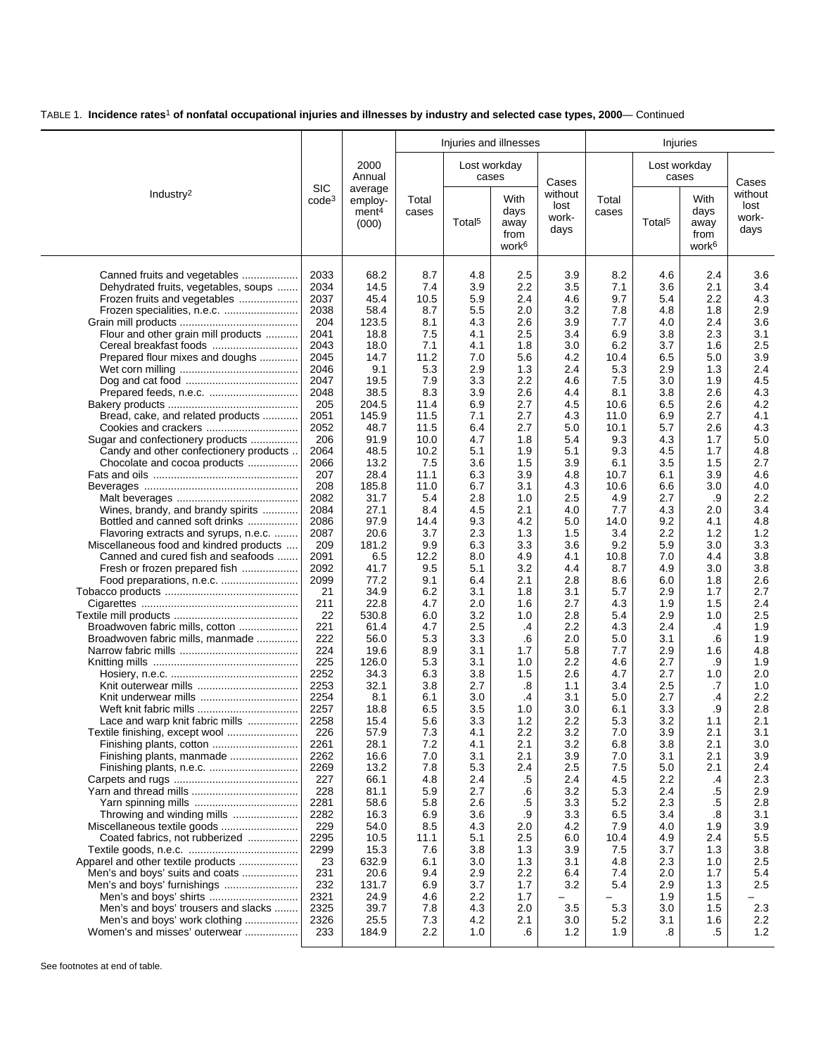TABLE 1. **Incidence rates[1] of nonfatal occupational injuries and illnesses by industry and selected case types, 2000**— Continued

| Industry[2] | SIC code[3] | 2000 Annual average employment[4] (000) | Injuries and illnesses | | | | Injuries | | | |
|---|---|---|---|---|---|---|---|---|---|---|
| | | | Total cases | Lost workday cases | | Cases without lost workdays | Total cases | Lost workday cases | | Cases without lost workdays |
| | | | | Total[5] | With days away from work[6] | | | Total[5] | With days away from work[6] | |
| Canned fruits and vegetables | 2033 | 68.2 | 8.7 | 4.8 | 2.5 | 3.9 | 8.2 | 4.6 | 2.4 | 3.6 |
| Dehydrated fruits, vegetables, soups | 2034 | 14.5 | 7.4 | 3.9 | 2.2 | 3.5 | 7.1 | 3.6 | 2.1 | 3.4 |
| Frozen fruits and vegetables | 2037 | 45.4 | 10.5 | 5.9 | 2.4 | 4.6 | 9.7 | 5.4 | 2.2 | 4.3 |
| Frozen specialities, n.e.c. | 2038 | 58.4 | 8.7 | 5.5 | 2.0 | 3.2 | 7.8 | 4.8 | 1.8 | 2.9 |
| Grain mill products | 204 | 123.5 | 8.1 | 4.3 | 2.6 | 3.9 | 7.7 | 4.0 | 2.4 | 3.6 |
| Flour and other grain mill products | 2041 | 18.8 | 7.5 | 4.1 | 2.5 | 3.4 | 6.9 | 3.8 | 2.3 | 3.1 |
| Cereal breakfast foods | 2043 | 18.0 | 7.1 | 4.1 | 1.8 | 3.0 | 6.2 | 3.7 | 1.6 | 2.5 |
| Prepared flour mixes and doughs | 2045 | 14.7 | 11.2 | 7.0 | 5.6 | 4.2 | 10.4 | 6.5 | 5.0 | 3.9 |
| Wet corn milling | 2046 | 9.1 | 5.3 | 2.9 | 1.3 | 2.4 | 5.3 | 2.9 | 1.3 | 2.4 |
| Dog and cat food | 2047 | 19.5 | 7.9 | 3.3 | 2.2 | 4.6 | 7.5 | 3.0 | 1.9 | 4.5 |
| Prepared feeds, n.e.c. | 2048 | 38.5 | 8.3 | 3.9 | 2.6 | 4.4 | 8.1 | 3.8 | 2.6 | 4.3 |
| Bakery products | 205 | 204.5 | 11.4 | 6.9 | 2.7 | 4.5 | 10.6 | 6.5 | 2.6 | 4.2 |
| Bread, cake, and related products | 2051 | 145.9 | 11.5 | 7.1 | 2.7 | 4.3 | 11.0 | 6.9 | 2.7 | 4.1 |
| Cookies and crackers | 2052 | 48.7 | 11.5 | 6.4 | 2.7 | 5.0 | 10.1 | 5.7 | 2.6 | 4.3 |
| Sugar and confectionery products | 206 | 91.9 | 10.0 | 4.7 | 1.8 | 5.4 | 9.3 | 4.3 | 1.7 | 5.0 |
| Candy and other confectionery products | 2064 | 48.5 | 10.2 | 5.1 | 1.9 | 5.1 | 9.3 | 4.5 | 1.7 | 4.8 |
| Chocolate and cocoa products | 2066 | 13.2 | 7.5 | 3.6 | 1.5 | 3.9 | 6.1 | 3.5 | 1.5 | 2.7 |
| Fats and oils | 207 | 28.4 | 11.1 | 6.3 | 3.9 | 4.8 | 10.7 | 6.1 | 3.9 | 4.6 |
| Beverages | 208 | 185.8 | 11.0 | 6.7 | 3.1 | 4.3 | 10.6 | 6.6 | 3.0 | 4.0 |
| Malt beverages | 2082 | 31.7 | 5.4 | 2.8 | 1.0 | 2.5 | 4.9 | 2.7 | .9 | 2.2 |
| Wines, brandy, and brandy spirits | 2084 | 27.1 | 8.4 | 4.5 | 2.1 | 4.0 | 7.7 | 4.3 | 2.0 | 3.4 |
| Bottled and canned soft drinks | 2086 | 97.9 | 14.4 | 9.3 | 4.2 | 5.0 | 14.0 | 9.2 | 4.1 | 4.8 |
| Flavoring extracts and syrups, n.e.c. | 2087 | 20.6 | 3.7 | 2.3 | 1.3 | 1.5 | 3.4 | 2.2 | 1.2 | 1.2 |
| Miscellaneous food and kindred products | 209 | 181.2 | 9.9 | 6.3 | 3.3 | 3.6 | 9.2 | 5.9 | 3.0 | 3.3 |
| Canned and cured fish and seafoods | 2091 | 6.5 | 12.2 | 8.0 | 4.9 | 4.1 | 10.8 | 7.0 | 4.4 | 3.8 |
| Fresh or frozen prepared fish | 2092 | 41.7 | 9.5 | 5.1 | 3.2 | 4.4 | 8.7 | 4.9 | 3.0 | 3.8 |
| Food preparations, n.e.c. | 2099 | 77.2 | 9.1 | 6.4 | 2.1 | 2.8 | 8.6 | 6.0 | 1.8 | 2.6 |
| Tobacco products | 21 | 34.9 | 6.2 | 3.1 | 1.8 | 3.1 | 5.7 | 2.9 | 1.7 | 2.7 |
| Cigarettes | 211 | 22.8 | 4.7 | 2.0 | 1.6 | 2.7 | 4.3 | 1.9 | 1.5 | 2.4 |
| Textile mill products | 22 | 530.8 | 6.0 | 3.2 | 1.0 | 2.8 | 5.4 | 2.9 | 1.0 | 2.5 |
| Broadwoven fabric mills, cotton | 221 | 61.4 | 4.7 | 2.5 | .4 | 2.2 | 4.3 | 2.4 | .4 | 1.9 |
| Broadwoven fabric mills, manmade | 222 | 56.0 | 5.3 | 3.3 | .6 | 2.0 | 5.0 | 3.1 | .6 | 1.9 |
| Narrow fabric mills | 224 | 19.6 | 8.9 | 3.1 | 1.7 | 5.8 | 7.7 | 2.9 | 1.6 | 4.8 |
| Knitting mills | 225 | 126.0 | 5.3 | 3.1 | 1.0 | 2.2 | 4.6 | 2.7 | .9 | 1.9 |
| Hosiery, n.e.c. | 2252 | 34.3 | 6.3 | 3.8 | 1.5 | 2.6 | 4.7 | 2.7 | 1.0 | 2.0 |
| Knit outerwear mills | 2253 | 32.1 | 3.8 | 2.7 | .8 | 1.1 | 3.4 | 2.5 | .7 | 1.0 |
| Knit underwear mills | 2254 | 8.1 | 6.1 | 3.0 | .4 | 3.1 | 5.0 | 2.7 | .4 | 2.2 |
| Weft knit fabric mills | 2257 | 18.8 | 6.5 | 3.5 | 1.0 | 3.0 | 6.1 | 3.3 | .9 | 2.8 |
| Lace and warp knit fabric mills | 2258 | 15.4 | 5.6 | 3.3 | 1.2 | 2.2 | 5.3 | 3.2 | 1.1 | 2.1 |
| Textile finishing, except wool | 226 | 57.9 | 7.3 | 4.1 | 2.2 | 3.2 | 7.0 | 3.9 | 2.1 | 3.1 |
| Finishing plants, cotton | 2261 | 28.1 | 7.2 | 4.1 | 2.1 | 3.2 | 6.8 | 3.8 | 2.1 | 3.0 |
| Finishing plants, manmade | 2262 | 16.6 | 7.0 | 3.1 | 2.1 | 3.9 | 7.0 | 3.1 | 2.1 | 3.9 |
| Finishing plants, n.e.c. | 2269 | 13.2 | 7.8 | 5.3 | 2.4 | 2.5 | 7.5 | 5.0 | 2.1 | 2.4 |
| Carpets and rugs | 227 | 66.1 | 4.8 | 2.4 | .5 | 2.4 | 4.5 | 2.2 | .4 | 2.3 |
| Yarn and thread mills | 228 | 81.1 | 5.9 | 2.7 | .6 | 3.2 | 5.3 | 2.4 | .5 | 2.9 |
| Yarn spinning mills | 2281 | 58.6 | 5.8 | 2.6 | .5 | 3.3 | 5.2 | 2.3 | .5 | 2.8 |
| Throwing and winding mills | 2282 | 16.3 | 6.9 | 3.6 | .9 | 3.3 | 6.5 | 3.4 | .8 | 3.1 |
| Miscellaneous textile goods | 229 | 54.0 | 8.5 | 4.3 | 2.0 | 4.2 | 7.9 | 4.0 | 1.9 | 3.9 |
| Coated fabrics, not rubberized | 2295 | 10.5 | 11.1 | 5.1 | 2.5 | 6.0 | 10.4 | 4.9 | 2.4 | 5.5 |
| Textile goods, n.e.c. | 2299 | 15.3 | 7.6 | 3.8 | 1.3 | 3.9 | 7.5 | 3.7 | 1.3 | 3.8 |
| Apparel and other textile products | 23 | 632.9 | 6.1 | 3.0 | 1.3 | 3.1 | 4.8 | 2.3 | 1.0 | 2.5 |
| Men's and boys' suits and coats | 231 | 20.6 | 9.4 | 2.9 | 2.2 | 6.4 | 7.4 | 2.0 | 1.7 | 5.4 |
| Men's and boys' furnishings | 232 | 131.7 | 6.9 | 3.7 | 1.7 | 3.2 | 5.4 | 2.9 | 1.3 | 2.5 |
| Men's and boys' shirts | 2321 | 24.9 | 4.6 | 2.2 | 1.7 | – | – | 1.9 | 1.5 | – |
| Men's and boys' trousers and slacks | 2325 | 39.7 | 7.8 | 4.3 | 2.0 | 3.5 | 5.3 | 3.0 | 1.5 | 2.3 |
| Men's and boys' work clothing | 2326 | 25.5 | 7.3 | 4.2 | 2.1 | 3.0 | 5.2 | 3.1 | 1.6 | 2.2 |
| Women's and misses' outerwear | 233 | 184.9 | 2.2 | 1.0 | .6 | 1.2 | 1.9 | .8 | .5 | 1.2 |

See footnotes at end of table.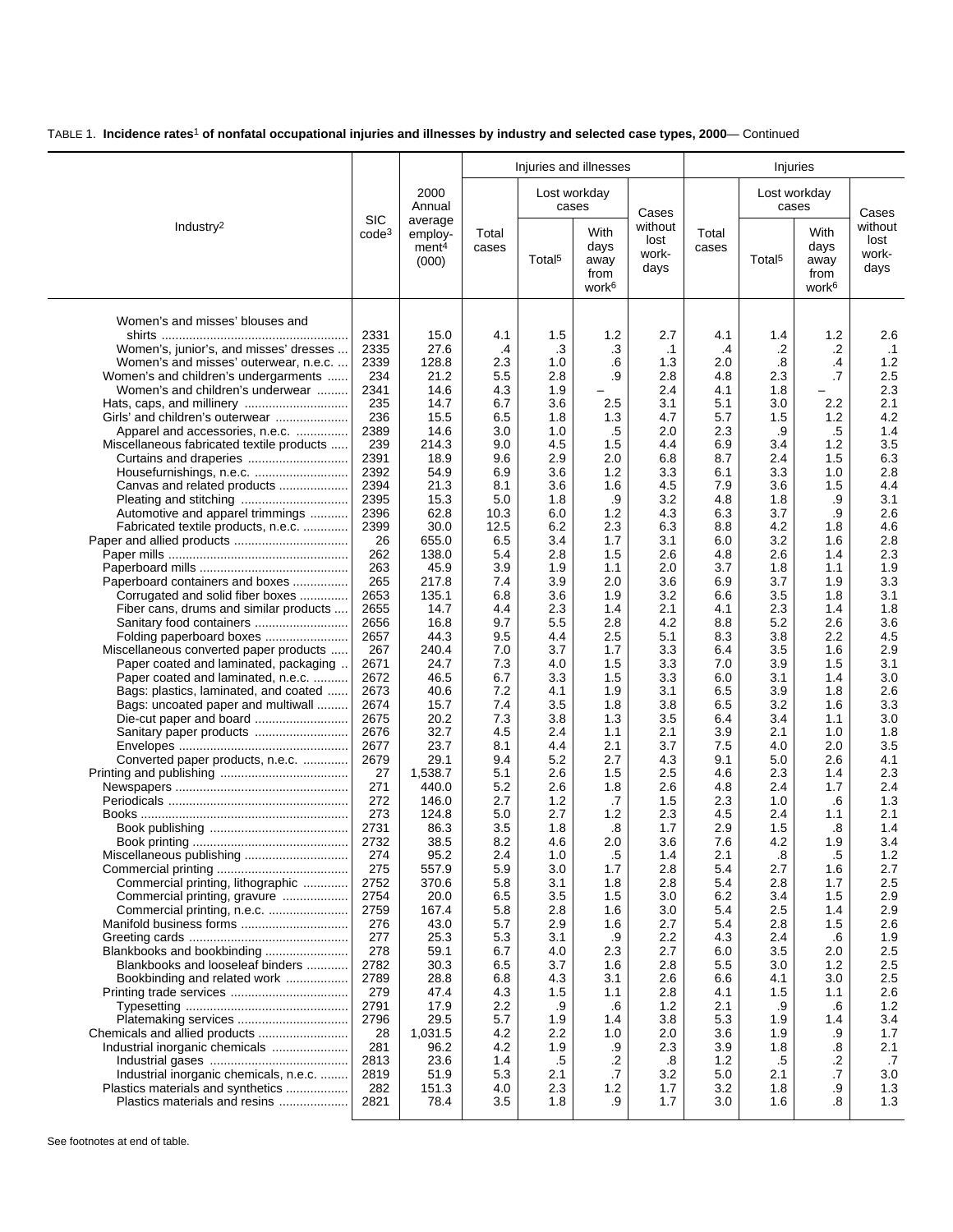TABLE 1. **Incidence rates[1] of nonfatal occupational injuries and illnesses by industry and selected case types, 2000**— Continued

| Industry[2] | SIC code[3] | 2000 Annual average employ-ment[4] (000) | Injuries and illnesses | | | | Injuries | | | |
|---|---|---|---|---|---|---|---|---|---|---|
| | | | Total cases | Lost workday cases | | Cases without lost work-days | Total cases | Lost workday cases | | Cases without lost work-days |
| | | | | Total[5] | With days away from work[6] | | | Total[5] | With days away from work[6] | |
| Women's and misses' blouses and shirts | 2331 | 15.0 | 4.1 | 1.5 | 1.2 | 2.7 | 4.1 | 1.4 | 1.2 | 2.6 |
| Women's, junior's, and misses' dresses | 2335 | 27.6 | .4 | .3 | .3 | .1 | .4 | .2 | .2 | .1 |
| Women's and misses' outerwear, n.e.c. | 2339 | 128.8 | 2.3 | 1.0 | .6 | 1.3 | 2.0 | .8 | .4 | 1.2 |
| Women's and children's undergarments | 234 | 21.2 | 5.5 | 2.8 | .9 | 2.8 | 4.8 | 2.3 | .7 | 2.5 |
| Women's and children's underwear | 2341 | 14.6 | 4.3 | 1.9 | – | 2.4 | 4.1 | 1.8 | – | 2.3 |
| Hats, caps, and millinery | 235 | 14.7 | 6.7 | 3.6 | 2.5 | 3.1 | 5.1 | 3.0 | 2.2 | 2.1 |
| Girls' and children's outerwear | 236 | 15.5 | 6.5 | 1.8 | 1.3 | 4.7 | 5.7 | 1.5 | 1.2 | 4.2 |
| Apparel and accessories, n.e.c. | 2389 | 14.6 | 3.0 | 1.0 | .5 | 2.0 | 2.3 | .9 | .5 | 1.4 |
| Miscellaneous fabricated textile products | 239 | 214.3 | 9.0 | 4.5 | 1.5 | 4.4 | 6.9 | 3.4 | 1.2 | 3.5 |
| Curtains and draperies | 2391 | 18.9 | 9.6 | 2.9 | 2.0 | 6.8 | 8.7 | 2.4 | 1.5 | 6.3 |
| Housefurnishings, n.e.c. | 2392 | 54.9 | 6.9 | 3.6 | 1.2 | 3.3 | 6.1 | 3.3 | 1.0 | 2.8 |
| Canvas and related products | 2394 | 21.3 | 8.1 | 3.6 | 1.6 | 4.5 | 7.9 | 3.6 | 1.5 | 4.4 |
| Pleating and stitching | 2395 | 15.3 | 5.0 | 1.8 | .9 | 3.2 | 4.8 | 1.8 | .9 | 3.1 |
| Automotive and apparel trimmings | 2396 | 62.8 | 10.3 | 6.0 | 1.2 | 4.3 | 6.3 | 3.7 | .9 | 2.6 |
| Fabricated textile products, n.e.c. | 2399 | 30.0 | 12.5 | 6.2 | 2.3 | 6.3 | 8.8 | 4.2 | 1.8 | 4.6 |
| Paper and allied products | 26 | 655.0 | 6.5 | 3.4 | 1.7 | 3.1 | 6.0 | 3.2 | 1.6 | 2.8 |
| Paper mills | 262 | 138.0 | 5.4 | 2.8 | 1.5 | 2.6 | 4.8 | 2.6 | 1.4 | 2.3 |
| Paperboard mills | 263 | 45.9 | 3.9 | 1.9 | 1.1 | 2.0 | 3.7 | 1.8 | 1.1 | 1.9 |
| Paperboard containers and boxes | 265 | 217.8 | 7.4 | 3.9 | 2.0 | 3.6 | 6.9 | 3.7 | 1.9 | 3.3 |
| Corrugated and solid fiber boxes | 2653 | 135.1 | 6.8 | 3.6 | 1.9 | 3.2 | 6.6 | 3.5 | 1.8 | 3.1 |
| Fiber cans, drums and similar products | 2655 | 14.7 | 4.4 | 2.3 | 1.4 | 2.1 | 4.1 | 2.3 | 1.4 | 1.8 |
| Sanitary food containers | 2656 | 16.8 | 9.7 | 5.5 | 2.8 | 4.2 | 8.8 | 5.2 | 2.6 | 3.6 |
| Folding paperboard boxes | 2657 | 44.3 | 9.5 | 4.4 | 2.5 | 5.1 | 8.3 | 3.8 | 2.2 | 4.5 |
| Miscellaneous converted paper products | 267 | 240.4 | 7.0 | 3.7 | 1.7 | 3.3 | 6.4 | 3.5 | 1.6 | 2.9 |
| Paper coated and laminated, packaging | 2671 | 24.7 | 7.3 | 4.0 | 1.5 | 3.3 | 7.0 | 3.9 | 1.5 | 3.1 |
| Paper coated and laminated, n.e.c. | 2672 | 46.5 | 6.7 | 3.3 | 1.5 | 3.3 | 6.0 | 3.1 | 1.4 | 3.0 |
| Bags: plastics, laminated, and coated | 2673 | 40.6 | 7.2 | 4.1 | 1.9 | 3.1 | 6.5 | 3.9 | 1.8 | 2.6 |
| Bags: uncoated paper and multiwall | 2674 | 15.7 | 7.4 | 3.5 | 1.8 | 3.8 | 6.5 | 3.2 | 1.6 | 3.3 |
| Die-cut paper and board | 2675 | 20.2 | 7.3 | 3.8 | 1.3 | 3.5 | 6.4 | 3.4 | 1.1 | 3.0 |
| Sanitary paper products | 2676 | 32.7 | 4.5 | 2.4 | 1.1 | 2.1 | 3.9 | 2.1 | 1.0 | 1.8 |
| Envelopes | 2677 | 23.7 | 8.1 | 4.4 | 2.1 | 3.7 | 7.5 | 4.0 | 2.0 | 3.5 |
| Converted paper products, n.e.c. | 2679 | 29.1 | 9.4 | 5.2 | 2.7 | 4.3 | 9.1 | 5.0 | 2.6 | 4.1 |
| Printing and publishing | 27 | 1,538.7 | 5.1 | 2.6 | 1.5 | 2.5 | 4.6 | 2.3 | 1.4 | 2.3 |
| Newspapers | 271 | 440.0 | 5.2 | 2.6 | 1.8 | 2.6 | 4.8 | 2.4 | 1.7 | 2.4 |
| Periodicals | 272 | 146.0 | 2.7 | 1.2 | .7 | 1.5 | 2.3 | 1.0 | .6 | 1.3 |
| Books | 273 | 124.8 | 5.0 | 2.7 | 1.2 | 2.3 | 4.5 | 2.4 | 1.1 | 2.1 |
| Book publishing | 2731 | 86.3 | 3.5 | 1.8 | .8 | 1.7 | 2.9 | 1.5 | .8 | 1.4 |
| Book printing | 2732 | 38.5 | 8.2 | 4.6 | 2.0 | 3.6 | 7.6 | 4.2 | 1.9 | 3.4 |
| Miscellaneous publishing | 274 | 95.2 | 2.4 | 1.0 | .5 | 1.4 | 2.1 | .8 | .5 | 1.2 |
| Commercial printing | 275 | 557.9 | 5.9 | 3.0 | 1.7 | 2.8 | 5.4 | 2.7 | 1.6 | 2.7 |
| Commercial printing, lithographic | 2752 | 370.6 | 5.8 | 3.1 | 1.8 | 2.8 | 5.4 | 2.8 | 1.7 | 2.5 |
| Commercial printing, gravure | 2754 | 20.0 | 6.5 | 3.5 | 1.5 | 3.0 | 6.2 | 3.4 | 1.5 | 2.9 |
| Commercial printing, n.e.c. | 2759 | 167.4 | 5.8 | 2.8 | 1.6 | 3.0 | 5.4 | 2.5 | 1.4 | 2.9 |
| Manifold business forms | 276 | 43.0 | 5.7 | 2.9 | 1.6 | 2.7 | 5.4 | 2.8 | 1.5 | 2.6 |
| Greeting cards | 277 | 25.3 | 5.3 | 3.1 | .9 | 2.2 | 4.3 | 2.4 | .6 | 1.9 |
| Blankbooks and bookbinding | 278 | 59.1 | 6.7 | 4.0 | 2.3 | 2.7 | 6.0 | 3.5 | 2.0 | 2.5 |
| Blankbooks and looseleaf binders | 2782 | 30.3 | 6.5 | 3.7 | 1.6 | 2.8 | 5.5 | 3.0 | 1.2 | 2.5 |
| Bookbinding and related work | 2789 | 28.8 | 6.8 | 4.3 | 3.1 | 2.6 | 6.6 | 4.1 | 3.0 | 2.5 |
| Printing trade services | 279 | 47.4 | 4.3 | 1.5 | 1.1 | 2.8 | 4.1 | 1.5 | 1.1 | 2.6 |
| Typesetting | 2791 | 17.9 | 2.2 | .9 | .6 | 1.2 | 2.1 | .9 | .6 | 1.2 |
| Platemaking services | 2796 | 29.5 | 5.7 | 1.9 | 1.4 | 3.8 | 5.3 | 1.9 | 1.4 | 3.4 |
| Chemicals and allied products | 28 | 1,031.5 | 4.2 | 2.2 | 1.0 | 2.0 | 3.6 | 1.9 | .9 | 1.7 |
| Industrial inorganic chemicals | 281 | 96.2 | 4.2 | 1.9 | .9 | 2.3 | 3.9 | 1.8 | .8 | 2.1 |
| Industrial gases | 2813 | 23.6 | 1.4 | .5 | .2 | .8 | 1.2 | .5 | .2 | .7 |
| Industrial inorganic chemicals, n.e.c. | 2819 | 51.9 | 5.3 | 2.1 | .7 | 3.2 | 5.0 | 2.1 | .7 | 3.0 |
| Plastics materials and synthetics | 282 | 151.3 | 4.0 | 2.3 | 1.2 | 1.7 | 3.2 | 1.8 | .9 | 1.3 |
| Plastics materials and resins | 2821 | 78.4 | 3.5 | 1.8 | .9 | 1.7 | 3.0 | 1.6 | .8 | 1.3 |

See footnotes at end of table.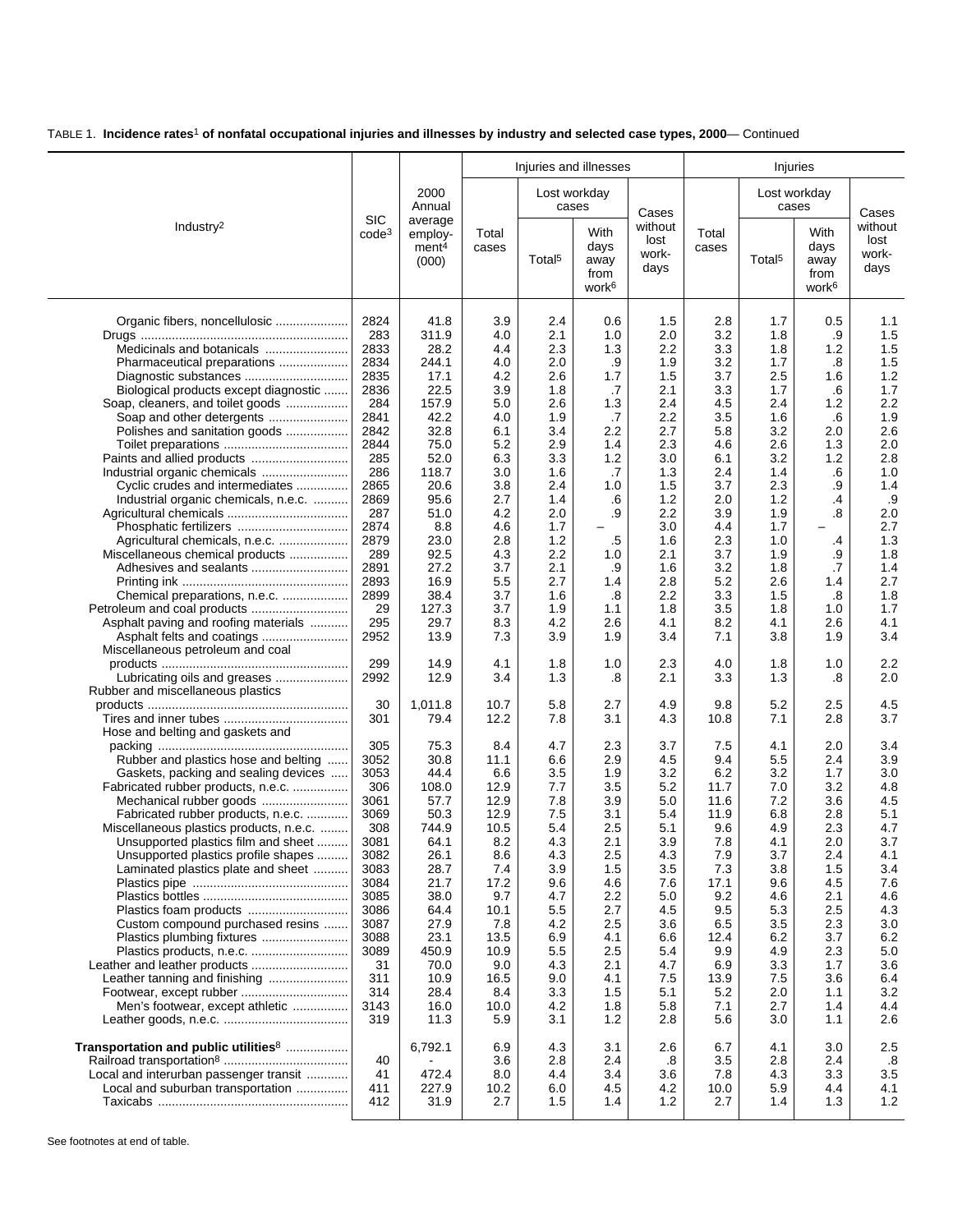TABLE 1. **Incidence rates[1] of nonfatal occupational injuries and illnesses by industry and selected case types, 2000**— Continued

| Industry[2] | SIC code[3] | 2000 Annual average employ-ment[4] (000) | Injuries and illnesses | | | | Injuries | | | |
|---|---|---|---|---|---|---|---|---|---|---|
| | | | Total cases | Lost workday cases | | Cases without lost work-days | Total cases | Lost workday cases | | Cases without lost work-days |
| | | | | Total[5] | With days away from work[6] | | | Total[5] | With days away from work[6] | |
| Organic fibers, noncellulosic | 2824 | 41.8 | 3.9 | 2.4 | 0.6 | 1.5 | 2.8 | 1.7 | 0.5 | 1.1 |
| Drugs | 283 | 311.9 | 4.0 | 2.1 | 1.0 | 2.0 | 3.2 | 1.8 | .9 | 1.5 |
| Medicinals and botanicals | 2833 | 28.2 | 4.4 | 2.3 | 1.3 | 2.2 | 3.3 | 1.8 | 1.2 | 1.5 |
| Pharmaceutical preparations | 2834 | 244.1 | 4.0 | 2.0 | .9 | 1.9 | 3.2 | 1.7 | .8 | 1.5 |
| Diagnostic substances | 2835 | 17.1 | 4.2 | 2.6 | 1.7 | 1.5 | 3.7 | 2.5 | 1.6 | 1.2 |
| Biological products except diagnostic | 2836 | 22.5 | 3.9 | 1.8 | .7 | 2.1 | 3.3 | 1.7 | .6 | 1.7 |
| Soap, cleaners, and toilet goods | 284 | 157.9 | 5.0 | 2.6 | 1.3 | 2.4 | 4.5 | 2.4 | 1.2 | 2.2 |
| Soap and other detergents | 2841 | 42.2 | 4.0 | 1.9 | .7 | 2.2 | 3.5 | 1.6 | .6 | 1.9 |
| Polishes and sanitation goods | 2842 | 32.8 | 6.1 | 3.4 | 2.2 | 2.7 | 5.8 | 3.2 | 2.0 | 2.6 |
| Toilet preparations | 2844 | 75.0 | 5.2 | 2.9 | 1.4 | 2.3 | 4.6 | 2.6 | 1.3 | 2.0 |
| Paints and allied products | 285 | 52.0 | 6.3 | 3.3 | 1.2 | 3.0 | 6.1 | 3.2 | 1.2 | 2.8 |
| Industrial organic chemicals | 286 | 118.7 | 3.0 | 1.6 | .7 | 1.3 | 2.4 | 1.4 | .6 | 1.0 |
| Cyclic crudes and intermediates | 2865 | 20.6 | 3.8 | 2.4 | 1.0 | 1.5 | 3.7 | 2.3 | .9 | 1.4 |
| Industrial organic chemicals, n.e.c. | 2869 | 95.6 | 2.7 | 1.4 | .6 | 1.2 | 2.0 | 1.2 | .4 | .9 |
| Agricultural chemicals | 287 | 51.0 | 4.2 | 2.0 | .9 | 2.2 | 3.9 | 1.9 | .8 | 2.0 |
| Phosphatic fertilizers | 2874 | 8.8 | 4.6 | 1.7 | – | 3.0 | 4.4 | 1.7 | – | 2.7 |
| Agricultural chemicals, n.e.c. | 2879 | 23.0 | 2.8 | 1.2 | .5 | 1.6 | 2.3 | 1.0 | .4 | 1.3 |
| Miscellaneous chemical products | 289 | 92.5 | 4.3 | 2.2 | 1.0 | 2.1 | 3.7 | 1.9 | .9 | 1.8 |
| Adhesives and sealants | 2891 | 27.2 | 3.7 | 2.1 | .9 | 1.6 | 3.2 | 1.8 | .7 | 1.4 |
| Printing ink | 2893 | 16.9 | 5.5 | 2.7 | 1.4 | 2.8 | 5.2 | 2.6 | 1.4 | 2.7 |
| Chemical preparations, n.e.c. | 2899 | 38.4 | 3.7 | 1.6 | .8 | 2.2 | 3.3 | 1.5 | .8 | 1.8 |
| Petroleum and coal products | 29 | 127.3 | 3.7 | 1.9 | 1.1 | 1.8 | 3.5 | 1.8 | 1.0 | 1.7 |
| Asphalt paving and roofing materials | 295 | 29.7 | 8.3 | 4.2 | 2.6 | 4.1 | 8.2 | 4.1 | 2.6 | 4.1 |
| Asphalt felts and coatings | 2952 | 13.9 | 7.3 | 3.9 | 1.9 | 3.4 | 7.1 | 3.8 | 1.9 | 3.4 |
| Miscellaneous petroleum and coal products | 299 | 14.9 | 4.1 | 1.8 | 1.0 | 2.3 | 4.0 | 1.8 | 1.0 | 2.2 |
| Lubricating oils and greases | 2992 | 12.9 | 3.4 | 1.3 | .8 | 2.1 | 3.3 | 1.3 | .8 | 2.0 |
| Rubber and miscellaneous plastics products | 30 | 1,011.8 | 10.7 | 5.8 | 2.7 | 4.9 | 9.8 | 5.2 | 2.5 | 4.5 |
| Tires and inner tubes | 301 | 79.4 | 12.2 | 7.8 | 3.1 | 4.3 | 10.8 | 7.1 | 2.8 | 3.7 |
| Hose and belting and gaskets and packing | 305 | 75.3 | 8.4 | 4.7 | 2.3 | 3.7 | 7.5 | 4.1 | 2.0 | 3.4 |
| Rubber and plastics hose and belting | 3052 | 30.8 | 11.1 | 6.6 | 2.9 | 4.5 | 9.4 | 5.5 | 2.4 | 3.9 |
| Gaskets, packing and sealing devices | 3053 | 44.4 | 6.6 | 3.5 | 1.9 | 3.2 | 6.2 | 3.2 | 1.7 | 3.0 |
| Fabricated rubber products, n.e.c. | 306 | 108.0 | 12.9 | 7.7 | 3.5 | 5.2 | 11.7 | 7.0 | 3.2 | 4.8 |
| Mechanical rubber goods | 3061 | 57.7 | 12.9 | 7.8 | 3.9 | 5.0 | 11.6 | 7.2 | 3.6 | 4.5 |
| Fabricated rubber products, n.e.c. | 3069 | 50.3 | 12.9 | 7.5 | 3.1 | 5.4 | 11.9 | 6.8 | 2.8 | 5.1 |
| Miscellaneous plastics products, n.e.c. | 308 | 744.9 | 10.5 | 5.4 | 2.5 | 5.1 | 9.6 | 4.9 | 2.3 | 4.7 |
| Unsupported plastics film and sheet | 3081 | 64.1 | 8.2 | 4.3 | 2.1 | 3.9 | 7.8 | 4.1 | 2.0 | 3.7 |
| Unsupported plastics profile shapes | 3082 | 26.1 | 8.6 | 4.3 | 2.5 | 4.3 | 7.9 | 3.7 | 2.4 | 4.1 |
| Laminated plastics plate and sheet | 3083 | 28.7 | 7.4 | 3.9 | 1.5 | 3.5 | 7.3 | 3.8 | 1.5 | 3.4 |
| Plastics pipe | 3084 | 21.7 | 17.2 | 9.6 | 4.6 | 7.6 | 17.1 | 9.6 | 4.5 | 7.6 |
| Plastics bottles | 3085 | 38.0 | 9.7 | 4.7 | 2.2 | 5.0 | 9.2 | 4.6 | 2.1 | 4.6 |
| Plastics foam products | 3086 | 64.4 | 10.1 | 5.5 | 2.7 | 4.5 | 9.5 | 5.3 | 2.5 | 4.3 |
| Custom compound purchased resins | 3087 | 27.9 | 7.8 | 4.2 | 2.5 | 3.6 | 6.5 | 3.5 | 2.3 | 3.0 |
| Plastics plumbing fixtures | 3088 | 23.1 | 13.5 | 6.9 | 4.1 | 6.6 | 12.4 | 6.2 | 3.7 | 6.2 |
| Plastics products, n.e.c. | 3089 | 450.9 | 10.9 | 5.5 | 2.5 | 5.4 | 9.9 | 4.9 | 2.3 | 5.0 |
| Leather and leather products | 31 | 70.0 | 9.0 | 4.3 | 2.1 | 4.7 | 6.9 | 3.3 | 1.7 | 3.6 |
| Leather tanning and finishing | 311 | 10.9 | 16.5 | 9.0 | 4.1 | 7.5 | 13.9 | 7.5 | 3.6 | 6.4 |
| Footwear, except rubber | 314 | 28.4 | 8.4 | 3.3 | 1.5 | 5.1 | 5.2 | 2.0 | 1.1 | 3.2 |
| Men's footwear, except athletic | 3143 | 16.0 | 10.0 | 4.2 | 1.8 | 5.8 | 7.1 | 2.7 | 1.4 | 4.4 |
| Leather goods, n.e.c. | 319 | 11.3 | 5.9 | 3.1 | 1.2 | 2.8 | 5.6 | 3.0 | 1.1 | 2.6 |
| **Transportation and public utilities[8]** | | 6,792.1 | 6.9 | 4.3 | 3.1 | 2.6 | 6.7 | 4.1 | 3.0 | 2.5 |
| Railroad transportation[8] | 40 | - | 3.6 | 2.8 | 2.4 | .8 | 3.5 | 2.8 | 2.4 | .8 |
| Local and interurban passenger transit | 41 | 472.4 | 8.0 | 4.4 | 3.4 | 3.6 | 7.8 | 4.3 | 3.3 | 3.5 |
| Local and suburban transportation | 411 | 227.9 | 10.2 | 6.0 | 4.5 | 4.2 | 10.0 | 5.9 | 4.4 | 4.1 |
| Taxicabs | 412 | 31.9 | 2.7 | 1.5 | 1.4 | 1.2 | 2.7 | 1.4 | 1.3 | 1.2 |

See footnotes at end of table.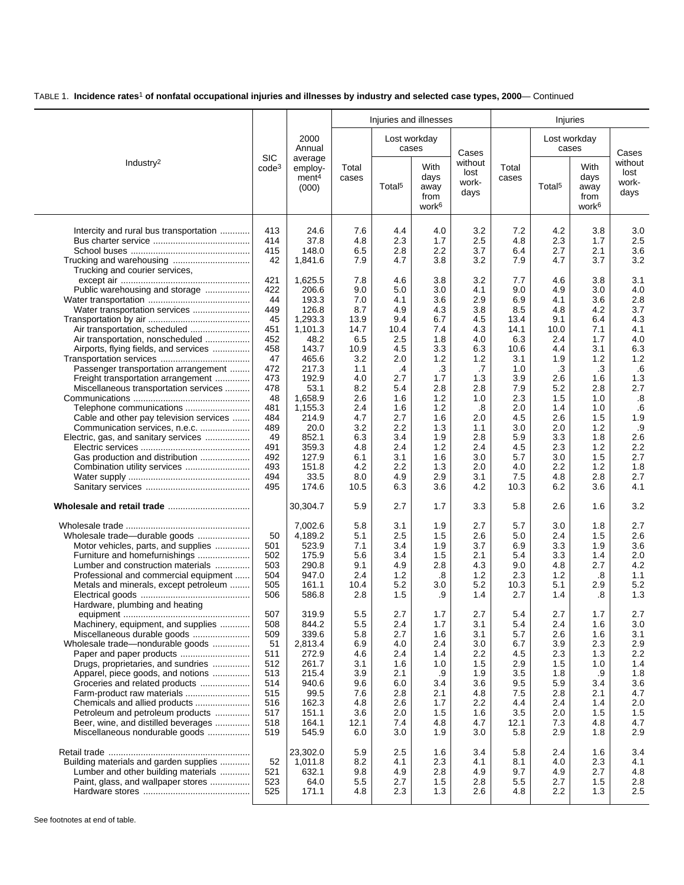TABLE 1. **Incidence rates[1] of nonfatal occupational injuries and illnesses by industry and selected case types, 2000**— Continued

| Industry[2] | SIC code[3] | 2000 Annual average employment[4] (000) | Injuries and illnesses | | | | Injuries | | | |
|---|---|---|---|---|---|---|---|---|---|---|
| | | | Total cases | Lost workday cases | | Cases without lost workdays | Total cases | Lost workday cases | | Cases without lost workdays |
| | | | | Total[5] | With days away from work[6] | | | Total[5] | With days away from work[6] | |
| Intercity and rural bus transportation | 413 | 24.6 | 7.6 | 4.4 | 4.0 | 3.2 | 7.2 | 4.2 | 3.8 | 3.0 |
| Bus charter service | 414 | 37.8 | 4.8 | 2.3 | 1.7 | 2.5 | 4.8 | 2.3 | 1.7 | 2.5 |
| School buses | 415 | 148.0 | 6.5 | 2.8 | 2.2 | 3.7 | 6.4 | 2.7 | 2.1 | 3.6 |
| Trucking and warehousing | 42 | 1,841.6 | 7.9 | 4.7 | 3.8 | 3.2 | 7.9 | 4.7 | 3.7 | 3.2 |
| Trucking and courier services, except air | 421 | 1,625.5 | 7.8 | 4.6 | 3.8 | 3.2 | 7.7 | 4.6 | 3.8 | 3.1 |
| Public warehousing and storage | 422 | 206.6 | 9.0 | 5.0 | 3.0 | 4.1 | 9.0 | 4.9 | 3.0 | 4.0 |
| Water transportation | 44 | 193.3 | 7.0 | 4.1 | 3.6 | 2.9 | 6.9 | 4.1 | 3.6 | 2.8 |
| Water transportation services | 449 | 126.8 | 8.7 | 4.9 | 4.3 | 3.8 | 8.5 | 4.8 | 4.2 | 3.7 |
| Transportation by air | 45 | 1,293.3 | 13.9 | 9.4 | 6.7 | 4.5 | 13.4 | 9.1 | 6.4 | 4.3 |
| Air transportation, scheduled | 451 | 1,101.3 | 14.7 | 10.4 | 7.4 | 4.3 | 14.1 | 10.0 | 7.1 | 4.1 |
| Air transportation, nonscheduled | 452 | 48.2 | 6.5 | 2.5 | 1.8 | 4.0 | 6.3 | 2.4 | 1.7 | 4.0 |
| Airports, flying fields, and services | 458 | 143.7 | 10.9 | 4.5 | 3.3 | 6.3 | 10.6 | 4.4 | 3.1 | 6.3 |
| Transportation services | 47 | 465.6 | 3.2 | 2.0 | 1.2 | 1.2 | 3.1 | 1.9 | 1.2 | 1.2 |
| Passenger transportation arrangement | 472 | 217.3 | 1.1 | .4 | .3 | .7 | 1.0 | .3 | .3 | .6 |
| Freight transportation arrangement | 473 | 192.9 | 4.0 | 2.7 | 1.7 | 1.3 | 3.9 | 2.6 | 1.6 | 1.3 |
| Miscellaneous transportation services | 478 | 53.1 | 8.2 | 5.4 | 2.8 | 2.8 | 7.9 | 5.2 | 2.8 | 2.7 |
| Communications | 48 | 1,658.9 | 2.6 | 1.6 | 1.2 | 1.0 | 2.3 | 1.5 | 1.0 | .8 |
| Telephone communications | 481 | 1,155.3 | 2.4 | 1.6 | 1.2 | .8 | 2.0 | 1.4 | 1.0 | .6 |
| Cable and other pay television services | 484 | 214.9 | 4.7 | 2.7 | 1.6 | 2.0 | 4.5 | 2.6 | 1.5 | 1.9 |
| Communication services, n.e.c. | 489 | 20.0 | 3.2 | 2.2 | 1.3 | 1.1 | 3.0 | 2.0 | 1.2 | .9 |
| Electric, gas, and sanitary services | 49 | 852.1 | 6.3 | 3.4 | 1.9 | 2.8 | 5.9 | 3.3 | 1.8 | 2.6 |
| Electric services | 491 | 359.3 | 4.8 | 2.4 | 1.2 | 2.4 | 4.5 | 2.3 | 1.2 | 2.2 |
| Gas production and distribution | 492 | 127.9 | 6.1 | 3.1 | 1.6 | 3.0 | 5.7 | 3.0 | 1.5 | 2.7 |
| Combination utility services | 493 | 151.8 | 4.2 | 2.2 | 1.3 | 2.0 | 4.0 | 2.2 | 1.2 | 1.8 |
| Water supply | 494 | 33.5 | 8.0 | 4.9 | 2.9 | 3.1 | 7.5 | 4.8 | 2.8 | 2.7 |
| Sanitary services | 495 | 174.6 | 10.5 | 6.3 | 3.6 | 4.2 | 10.3 | 6.2 | 3.6 | 4.1 |
| **Wholesale and retail trade** | | 30,304.7 | 5.9 | 2.7 | 1.7 | 3.3 | 5.8 | 2.6 | 1.6 | 3.2 |
| Wholesale trade | | 7,002.6 | 5.8 | 3.1 | 1.9 | 2.7 | 5.7 | 3.0 | 1.8 | 2.7 |
| Wholesale trade—durable goods | 50 | 4,189.2 | 5.1 | 2.5 | 1.5 | 2.6 | 5.0 | 2.4 | 1.5 | 2.6 |
| Motor vehicles, parts, and supplies | 501 | 523.9 | 7.1 | 3.4 | 1.9 | 3.7 | 6.9 | 3.3 | 1.9 | 3.6 |
| Furniture and homefurnishings | 502 | 175.9 | 5.6 | 3.4 | 1.5 | 2.1 | 5.4 | 3.3 | 1.4 | 2.0 |
| Lumber and construction materials | 503 | 290.8 | 9.1 | 4.9 | 2.8 | 4.3 | 9.0 | 4.8 | 2.7 | 4.2 |
| Professional and commercial equipment | 504 | 947.0 | 2.4 | 1.2 | .8 | 1.2 | 2.3 | 1.2 | .8 | 1.1 |
| Metals and minerals, except petroleum | 505 | 161.1 | 10.4 | 5.2 | 3.0 | 5.2 | 10.3 | 5.1 | 2.9 | 5.2 |
| Electrical goods | 506 | 586.8 | 2.8 | 1.5 | .9 | 1.4 | 2.7 | 1.4 | .8 | 1.3 |
| Hardware, plumbing and heating equipment | 507 | 319.9 | 5.5 | 2.7 | 1.7 | 2.7 | 5.4 | 2.7 | 1.7 | 2.7 |
| Machinery, equipment, and supplies | 508 | 844.2 | 5.5 | 2.4 | 1.7 | 3.1 | 5.4 | 2.4 | 1.6 | 3.0 |
| Miscellaneous durable goods | 509 | 339.6 | 5.8 | 2.7 | 1.6 | 3.1 | 5.7 | 2.6 | 1.6 | 3.1 |
| Wholesale trade—nondurable goods | 51 | 2,813.4 | 6.9 | 4.0 | 2.4 | 3.0 | 6.7 | 3.9 | 2.3 | 2.9 |
| Paper and paper products | 511 | 272.9 | 4.6 | 2.4 | 1.4 | 2.2 | 4.5 | 2.3 | 1.3 | 2.2 |
| Drugs, proprietaries, and sundries | 512 | 261.7 | 3.1 | 1.6 | 1.0 | 1.5 | 2.9 | 1.5 | 1.0 | 1.4 |
| Apparel, piece goods, and notions | 513 | 215.4 | 3.9 | 2.1 | .9 | 1.9 | 3.5 | 1.8 | .9 | 1.8 |
| Groceries and related products | 514 | 940.6 | 9.6 | 6.0 | 3.4 | 3.6 | 9.5 | 5.9 | 3.4 | 3.6 |
| Farm-product raw materials | 515 | 99.5 | 7.6 | 2.8 | 2.1 | 4.8 | 7.5 | 2.8 | 2.1 | 4.7 |
| Chemicals and allied products | 516 | 162.3 | 4.8 | 2.6 | 1.7 | 2.2 | 4.4 | 2.4 | 1.4 | 2.0 |
| Petroleum and petroleum products | 517 | 151.1 | 3.6 | 2.0 | 1.5 | 1.6 | 3.5 | 2.0 | 1.5 | 1.5 |
| Beer, wine, and distilled beverages | 518 | 164.1 | 12.1 | 7.4 | 4.8 | 4.7 | 12.1 | 7.3 | 4.8 | 4.7 |
| Miscellaneous nondurable goods | 519 | 545.9 | 6.0 | 3.0 | 1.9 | 3.0 | 5.8 | 2.9 | 1.8 | 2.9 |
| Retail trade | | 23,302.0 | 5.9 | 2.5 | 1.6 | 3.4 | 5.8 | 2.4 | 1.6 | 3.4 |
| Building materials and garden supplies | 52 | 1,011.8 | 8.2 | 4.1 | 2.3 | 4.1 | 8.1 | 4.0 | 2.3 | 4.1 |
| Lumber and other building materials | 521 | 632.1 | 9.8 | 4.9 | 2.8 | 4.9 | 9.7 | 4.9 | 2.7 | 4.8 |
| Paint, glass, and wallpaper stores | 523 | 64.0 | 5.5 | 2.7 | 1.5 | 2.8 | 5.5 | 2.7 | 1.5 | 2.8 |
| Hardware stores | 525 | 171.1 | 4.8 | 2.3 | 1.3 | 2.6 | 4.8 | 2.2 | 1.3 | 2.5 |

See footnotes at end of table.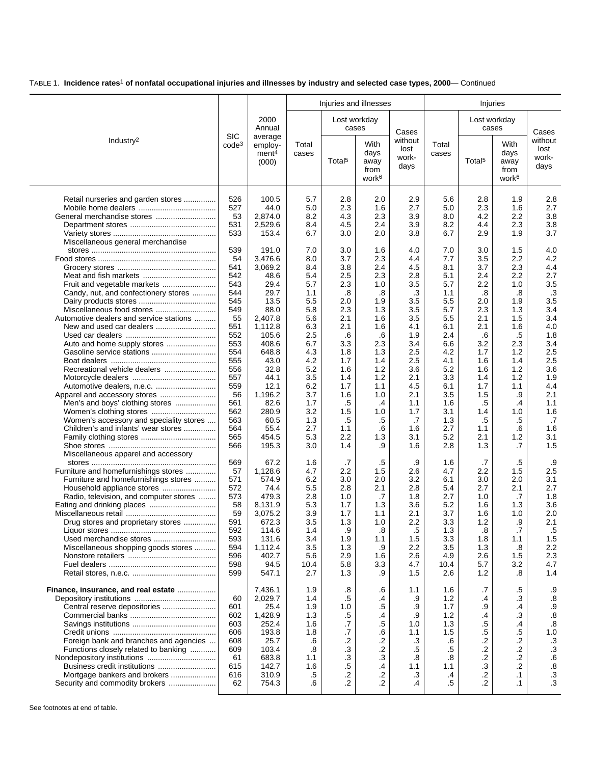TABLE 1. **Incidence rates[1] of nonfatal occupational injuries and illnesses by industry and selected case types, 2000**— Continued

| Industry[2] | SIC code[3] | 2000 Annual average employment[4] (000) | Injuries and illnesses: Total cases | Injuries and illnesses: Lost workday cases: Total[5] | Injuries and illnesses: Lost workday cases: With days away from work[6] | Injuries and illnesses: Cases without lost workdays | Injuries: Total cases | Injuries: Lost workday cases: Total[5] | Injuries: Lost workday cases: With days away from work[6] | Injuries: Cases without lost workdays |
|---|---|---|---|---|---|---|---|---|---|---|
| Retail nurseries and garden stores | 526 | 100.5 | 5.7 | 2.8 | 2.0 | 2.9 | 5.6 | 2.8 | 1.9 | 2.8 |
| Mobile home dealers | 527 | 44.0 | 5.0 | 2.3 | 1.6 | 2.7 | 5.0 | 2.3 | 1.6 | 2.7 |
| General merchandise stores | 53 | 2,874.0 | 8.2 | 4.3 | 2.3 | 3.9 | 8.0 | 4.2 | 2.2 | 3.8 |
| Department stores | 531 | 2,529.6 | 8.4 | 4.5 | 2.4 | 3.9 | 8.2 | 4.4 | 2.3 | 3.8 |
| Variety stores | 533 | 153.4 | 6.7 | 3.0 | 2.0 | 3.8 | 6.7 | 2.9 | 1.9 | 3.7 |
| Miscellaneous general merchandise stores | 539 | 191.0 | 7.0 | 3.0 | 1.6 | 4.0 | 7.0 | 3.0 | 1.5 | 4.0 |
| Food stores | 54 | 3,476.6 | 8.0 | 3.7 | 2.3 | 4.4 | 7.7 | 3.5 | 2.2 | 4.2 |
| Grocery stores | 541 | 3,069.2 | 8.4 | 3.8 | 2.4 | 4.5 | 8.1 | 3.7 | 2.3 | 4.4 |
| Meat and fish markets | 542 | 48.6 | 5.4 | 2.5 | 2.3 | 2.8 | 5.1 | 2.4 | 2.2 | 2.7 |
| Fruit and vegetable markets | 543 | 29.4 | 5.7 | 2.3 | 1.0 | 3.5 | 5.7 | 2.2 | 1.0 | 3.5 |
| Candy, nut, and confectionery stores | 544 | 29.7 | 1.1 | .8 | .8 | .3 | 1.1 | .8 | .8 | .3 |
| Dairy products stores | 545 | 13.5 | 5.5 | 2.0 | 1.9 | 3.5 | 5.5 | 2.0 | 1.9 | 3.5 |
| Miscellaneous food stores | 549 | 88.0 | 5.8 | 2.3 | 1.3 | 3.5 | 5.7 | 2.3 | 1.3 | 3.4 |
| Automotive dealers and service stations | 55 | 2,407.8 | 5.6 | 2.1 | 1.6 | 3.5 | 5.5 | 2.1 | 1.5 | 3.4 |
| New and used car dealers | 551 | 1,112.8 | 6.3 | 2.1 | 1.6 | 4.1 | 6.1 | 2.1 | 1.6 | 4.0 |
| Used car dealers | 552 | 105.6 | 2.5 | .6 | .6 | 1.9 | 2.4 | .6 | .5 | 1.8 |
| Auto and home supply stores | 553 | 408.6 | 6.7 | 3.3 | 2.3 | 3.4 | 6.6 | 3.2 | 2.3 | 3.4 |
| Gasoline service stations | 554 | 648.8 | 4.3 | 1.8 | 1.3 | 2.5 | 4.2 | 1.7 | 1.2 | 2.5 |
| Boat dealers | 555 | 43.0 | 4.2 | 1.7 | 1.4 | 2.5 | 4.1 | 1.6 | 1.4 | 2.5 |
| Recreational vehicle dealers | 556 | 32.8 | 5.2 | 1.6 | 1.2 | 3.6 | 5.2 | 1.6 | 1.2 | 3.6 |
| Motorcycle dealers | 557 | 44.1 | 3.5 | 1.4 | 1.2 | 2.1 | 3.3 | 1.4 | 1.2 | 1.9 |
| Automotive dealers, n.e.c. | 559 | 12.1 | 6.2 | 1.7 | 1.1 | 4.5 | 6.1 | 1.7 | 1.1 | 4.4 |
| Apparel and accessory stores | 56 | 1,196.2 | 3.7 | 1.6 | 1.0 | 2.1 | 3.5 | 1.5 | .9 | 2.1 |
| Men's and boys' clothing stores | 561 | 82.6 | 1.7 | .5 | .4 | 1.1 | 1.6 | .5 | .4 | 1.1 |
| Women's clothing stores | 562 | 280.9 | 3.2 | 1.5 | 1.0 | 1.7 | 3.1 | 1.4 | 1.0 | 1.6 |
| Women's accessory and speciality stores | 563 | 60.5 | 1.3 | .5 | .5 | .7 | 1.3 | .5 | .5 | .7 |
| Children's and infants' wear stores | 564 | 55.4 | 2.7 | 1.1 | .6 | 1.6 | 2.7 | 1.1 | .6 | 1.6 |
| Family clothing stores | 565 | 454.5 | 5.3 | 2.2 | 1.3 | 3.1 | 5.2 | 2.1 | 1.2 | 3.1 |
| Shoe stores | 566 | 195.3 | 3.0 | 1.4 | .9 | 1.6 | 2.8 | 1.3 | .7 | 1.5 |
| Miscellaneous apparel and accessory stores | 569 | 67.2 | 1.6 | .7 | .5 | .9 | 1.6 | .7 | .5 | .9 |
| Furniture and homefurnishings stores | 57 | 1,128.6 | 4.7 | 2.2 | 1.5 | 2.6 | 4.7 | 2.2 | 1.5 | 2.5 |
| Furniture and homefurnishings stores | 571 | 574.9 | 6.2 | 3.0 | 2.0 | 3.2 | 6.1 | 3.0 | 2.0 | 3.1 |
| Household appliance stores | 572 | 74.4 | 5.5 | 2.8 | 2.1 | 2.8 | 5.4 | 2.7 | 2.1 | 2.7 |
| Radio, television, and computer stores | 573 | 479.3 | 2.8 | 1.0 | .7 | 1.8 | 2.7 | 1.0 | .7 | 1.8 |
| Eating and drinking places | 58 | 8,131.9 | 5.3 | 1.7 | 1.3 | 3.6 | 5.2 | 1.6 | 1.3 | 3.6 |
| Miscellaneous retail | 59 | 3,075.2 | 3.9 | 1.7 | 1.1 | 2.1 | 3.7 | 1.6 | 1.0 | 2.0 |
| Drug stores and proprietary stores | 591 | 672.3 | 3.5 | 1.3 | 1.0 | 2.2 | 3.3 | 1.2 | .9 | 2.1 |
| Liquor stores | 592 | 114.6 | 1.4 | .9 | .8 | .5 | 1.3 | .8 | .7 | .5 |
| Used merchandise stores | 593 | 131.6 | 3.4 | 1.9 | 1.1 | 1.5 | 3.3 | 1.8 | 1.1 | 1.5 |
| Miscellaneous shopping goods stores | 594 | 1,112.4 | 3.5 | 1.3 | .9 | 2.2 | 3.5 | 1.3 | .8 | 2.2 |
| Nonstore retailers | 596 | 402.7 | 5.6 | 2.9 | 1.6 | 2.6 | 4.9 | 2.6 | 1.5 | 2.3 |
| Fuel dealers | 598 | 94.5 | 10.4 | 5.8 | 3.3 | 4.7 | 10.4 | 5.7 | 3.2 | 4.7 |
| Retail stores, n.e.c. | 599 | 547.1 | 2.7 | 1.3 | .9 | 1.5 | 2.6 | 1.2 | .8 | 1.4 |
| **Finance, insurance, and real estate** | | 7,436.1 | 1.9 | .8 | .6 | 1.1 | 1.6 | .7 | .5 | .9 |
| Depository institutions | 60 | 2,029.7 | 1.4 | .5 | .4 | .9 | 1.2 | .4 | .3 | .8 |
| Central reserve depositories | 601 | 25.4 | 1.9 | 1.0 | .5 | .9 | 1.7 | .9 | .4 | .9 |
| Commercial banks | 602 | 1,428.9 | 1.3 | .5 | .4 | .9 | 1.2 | .4 | .3 | .8 |
| Savings institutions | 603 | 252.4 | 1.6 | .7 | .5 | 1.0 | 1.3 | .5 | .4 | .8 |
| Credit unions | 606 | 193.8 | 1.8 | .7 | .6 | 1.1 | 1.5 | .5 | .5 | 1.0 |
| Foreign bank and branches and agencies | 608 | 25.7 | .6 | .2 | .2 | .3 | .6 | .2 | .2 | .3 |
| Functions closely related to banking | 609 | 103.4 | .8 | .3 | .2 | .5 | .5 | .2 | .2 | .3 |
| Nondepository institutions | 61 | 683.8 | 1.1 | .3 | .3 | .8 | .8 | .2 | .2 | .6 |
| Business credit institutions | 615 | 142.7 | 1.6 | .5 | .4 | 1.1 | 1.1 | .3 | .2 | .8 |
| Mortgage bankers and brokers | 616 | 310.9 | .5 | .2 | .2 | .3 | .4 | .2 | .1 | .3 |
| Security and commodity brokers | 62 | 754.3 | .6 | .2 | .2 | .4 | .5 | .2 | .1 | .3 |

See footnotes at end of table.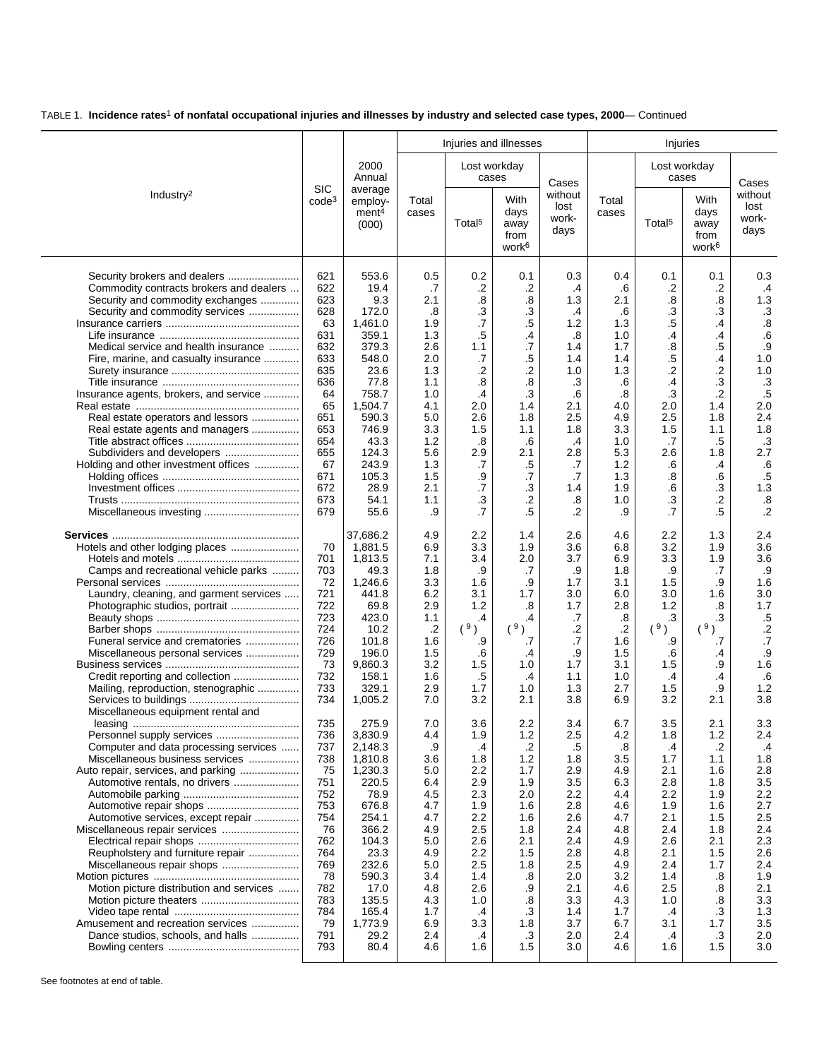TABLE 1. **Incidence rates[1] of nonfatal occupational injuries and illnesses by industry and selected case types, 2000**— Continued

| Industry[2] | SIC code[3] | 2000 Annual average employment[4] (000) | Injuries and illnesses | | | | Injuries | | | |
|---|---|---|---|---|---|---|---|---|---|---|
| | | | Total cases | Lost workday cases | | Cases without lost workdays | Total cases | Lost workday cases | | Cases without lost workdays |
| | | | | Total[5] | With days away from work[6] | | | Total[5] | With days away from work[6] | |
| Security brokers and dealers | 621 | 553.6 | 0.5 | 0.2 | 0.1 | 0.3 | 0.4 | 0.1 | 0.1 | 0.3 |
| Commodity contracts brokers and dealers | 622 | 19.4 | .7 | .2 | .2 | .4 | .6 | .2 | .2 | .4 |
| Security and commodity exchanges | 623 | 9.3 | 2.1 | .8 | .8 | 1.3 | 2.1 | .8 | .8 | 1.3 |
| Security and commodity services | 628 | 172.0 | .8 | .3 | .3 | .4 | .6 | .3 | .3 | .3 |
| Insurance carriers | 63 | 1,461.0 | 1.9 | .7 | .5 | 1.2 | 1.3 | .5 | .4 | .8 |
| Life insurance | 631 | 359.1 | 1.3 | .5 | .4 | .8 | 1.0 | .4 | .4 | .6 |
| Medical service and health insurance | 632 | 379.3 | 2.6 | 1.1 | .7 | 1.4 | 1.7 | .8 | .5 | .9 |
| Fire, marine, and casualty insurance | 633 | 548.0 | 2.0 | .7 | .5 | 1.4 | 1.4 | .5 | .4 | 1.0 |
| Surety insurance | 635 | 23.6 | 1.3 | .2 | .2 | 1.0 | 1.3 | .2 | .2 | 1.0 |
| Title insurance | 636 | 77.8 | 1.1 | .8 | .8 | .3 | .6 | .4 | .3 | .3 |
| Insurance agents, brokers, and service | 64 | 758.7 | 1.0 | .4 | .3 | .6 | .8 | .3 | .2 | .5 |
| Real estate | 65 | 1,504.7 | 4.1 | 2.0 | 1.4 | 2.1 | 4.0 | 2.0 | 1.4 | 2.0 |
| Real estate operators and lessors | 651 | 590.3 | 5.0 | 2.6 | 1.8 | 2.5 | 4.9 | 2.5 | 1.8 | 2.4 |
| Real estate agents and managers | 653 | 746.9 | 3.3 | 1.5 | 1.1 | 1.8 | 3.3 | 1.5 | 1.1 | 1.8 |
| Title abstract offices | 654 | 43.3 | 1.2 | .8 | .6 | .4 | 1.0 | .7 | .5 | .3 |
| Subdividers and developers | 655 | 124.3 | 5.6 | 2.9 | 2.1 | 2.8 | 5.3 | 2.6 | 1.8 | 2.7 |
| Holding and other investment offices | 67 | 243.9 | 1.3 | .7 | .5 | .7 | 1.2 | .6 | .4 | .6 |
| Holding offices | 671 | 105.3 | 1.5 | .9 | .7 | .7 | 1.3 | .8 | .6 | .5 |
| Investment offices | 672 | 28.9 | 2.1 | .7 | .3 | 1.4 | 1.9 | .6 | .3 | 1.3 |
| Trusts | 673 | 54.1 | 1.1 | .3 | .2 | .8 | 1.0 | .3 | .2 | .8 |
| Miscellaneous investing | 679 | 55.6 | .9 | .7 | .5 | .2 | .9 | .7 | .5 | .2 |
| **Services** | | 37,686.2 | 4.9 | 2.2 | 1.4 | 2.6 | 4.6 | 2.2 | 1.3 | 2.4 |
| Hotels and other lodging places | 70 | 1,881.5 | 6.9 | 3.3 | 1.9 | 3.6 | 6.8 | 3.2 | 1.9 | 3.6 |
| Hotels and motels | 701 | 1,813.5 | 7.1 | 3.4 | 2.0 | 3.7 | 6.9 | 3.3 | 1.9 | 3.6 |
| Camps and recreational vehicle parks | 703 | 49.3 | 1.8 | .9 | .7 | .9 | 1.8 | .9 | .7 | .9 |
| Personal services | 72 | 1,246.6 | 3.3 | 1.6 | .9 | 1.7 | 3.1 | 1.5 | .9 | 1.6 |
| Laundry, cleaning, and garment services | 721 | 441.8 | 6.2 | 3.1 | 1.7 | 3.0 | 6.0 | 3.0 | 1.6 | 3.0 |
| Photographic studios, portrait | 722 | 69.8 | 2.9 | 1.2 | .8 | 1.7 | 2.8 | 1.2 | .8 | 1.7 |
| Beauty shops | 723 | 423.0 | 1.1 | .4 | .4 | .7 | .8 | .3 | .3 | .5 |
| Barber shops | 724 | 10.2 | .2 | ( 9 ) | ( 9 ) | .2 | .2 | ( 9 ) | ( 9 ) | .2 |
| Funeral service and crematories | 726 | 101.8 | 1.6 | .9 | .7 | .7 | 1.6 | .9 | .7 | .7 |
| Miscellaneous personal services | 729 | 196.0 | 1.5 | .6 | .4 | .9 | 1.5 | .6 | .4 | .9 |
| Business services | 73 | 9,860.3 | 3.2 | 1.5 | 1.0 | 1.7 | 3.1 | 1.5 | .9 | 1.6 |
| Credit reporting and collection | 732 | 158.1 | 1.6 | .5 | .4 | 1.1 | 1.0 | .4 | .4 | .6 |
| Mailing, reproduction, stenographic | 733 | 329.1 | 2.9 | 1.7 | 1.0 | 1.3 | 2.7 | 1.5 | .9 | 1.2 |
| Services to buildings | 734 | 1,005.2 | 7.0 | 3.2 | 2.1 | 3.8 | 6.9 | 3.2 | 2.1 | 3.8 |
| Miscellaneous equipment rental and leasing | 735 | 275.9 | 7.0 | 3.6 | 2.2 | 3.4 | 6.7 | 3.5 | 2.1 | 3.3 |
| Personnel supply services | 736 | 3,830.9 | 4.4 | 1.9 | 1.2 | 2.5 | 4.2 | 1.8 | 1.2 | 2.4 |
| Computer and data processing services | 737 | 2,148.3 | .9 | .4 | .2 | .5 | .8 | .4 | .2 | .4 |
| Miscellaneous business services | 738 | 1,810.8 | 3.6 | 1.8 | 1.2 | 1.8 | 3.5 | 1.7 | 1.1 | 1.8 |
| Auto repair, services, and parking | 75 | 1,230.3 | 5.0 | 2.2 | 1.7 | 2.9 | 4.9 | 2.1 | 1.6 | 2.8 |
| Automotive rentals, no drivers | 751 | 220.5 | 6.4 | 2.9 | 1.9 | 3.5 | 6.3 | 2.8 | 1.8 | 3.5 |
| Automobile parking | 752 | 78.9 | 4.5 | 2.3 | 2.0 | 2.2 | 4.4 | 2.2 | 1.9 | 2.2 |
| Automotive repair shops | 753 | 676.8 | 4.7 | 1.9 | 1.6 | 2.8 | 4.6 | 1.9 | 1.6 | 2.7 |
| Automotive services, except repair | 754 | 254.1 | 4.7 | 2.2 | 1.6 | 2.6 | 4.7 | 2.1 | 1.5 | 2.5 |
| Miscellaneous repair services | 76 | 366.2 | 4.9 | 2.5 | 1.8 | 2.4 | 4.8 | 2.4 | 1.8 | 2.4 |
| Electrical repair shops | 762 | 104.3 | 5.0 | 2.6 | 2.1 | 2.4 | 4.9 | 2.6 | 2.1 | 2.3 |
| Reupholstery and furniture repair | 764 | 23.3 | 4.9 | 2.2 | 1.5 | 2.8 | 4.8 | 2.1 | 1.5 | 2.6 |
| Miscellaneous repair shops | 769 | 232.6 | 5.0 | 2.5 | 1.8 | 2.5 | 4.9 | 2.4 | 1.7 | 2.4 |
| Motion pictures | 78 | 590.3 | 3.4 | 1.4 | .8 | 2.0 | 3.2 | 1.4 | .8 | 1.9 |
| Motion picture distribution and services | 782 | 17.0 | 4.8 | 2.6 | .9 | 2.1 | 4.6 | 2.5 | .8 | 2.1 |
| Motion picture theaters | 783 | 135.5 | 4.3 | 1.0 | .8 | 3.3 | 4.3 | 1.0 | .8 | 3.3 |
| Video tape rental | 784 | 165.4 | 1.7 | .4 | .3 | 1.4 | 1.7 | .4 | .3 | 1.3 |
| Amusement and recreation services | 79 | 1,773.9 | 6.9 | 3.3 | 1.8 | 3.7 | 6.7 | 3.1 | 1.7 | 3.5 |
| Dance studios, schools, and halls | 791 | 29.2 | 2.4 | .4 | .3 | 2.0 | 2.4 | .4 | .3 | 2.0 |
| Bowling centers | 793 | 80.4 | 4.6 | 1.6 | 1.5 | 3.0 | 4.6 | 1.6 | 1.5 | 3.0 |

See footnotes at end of table.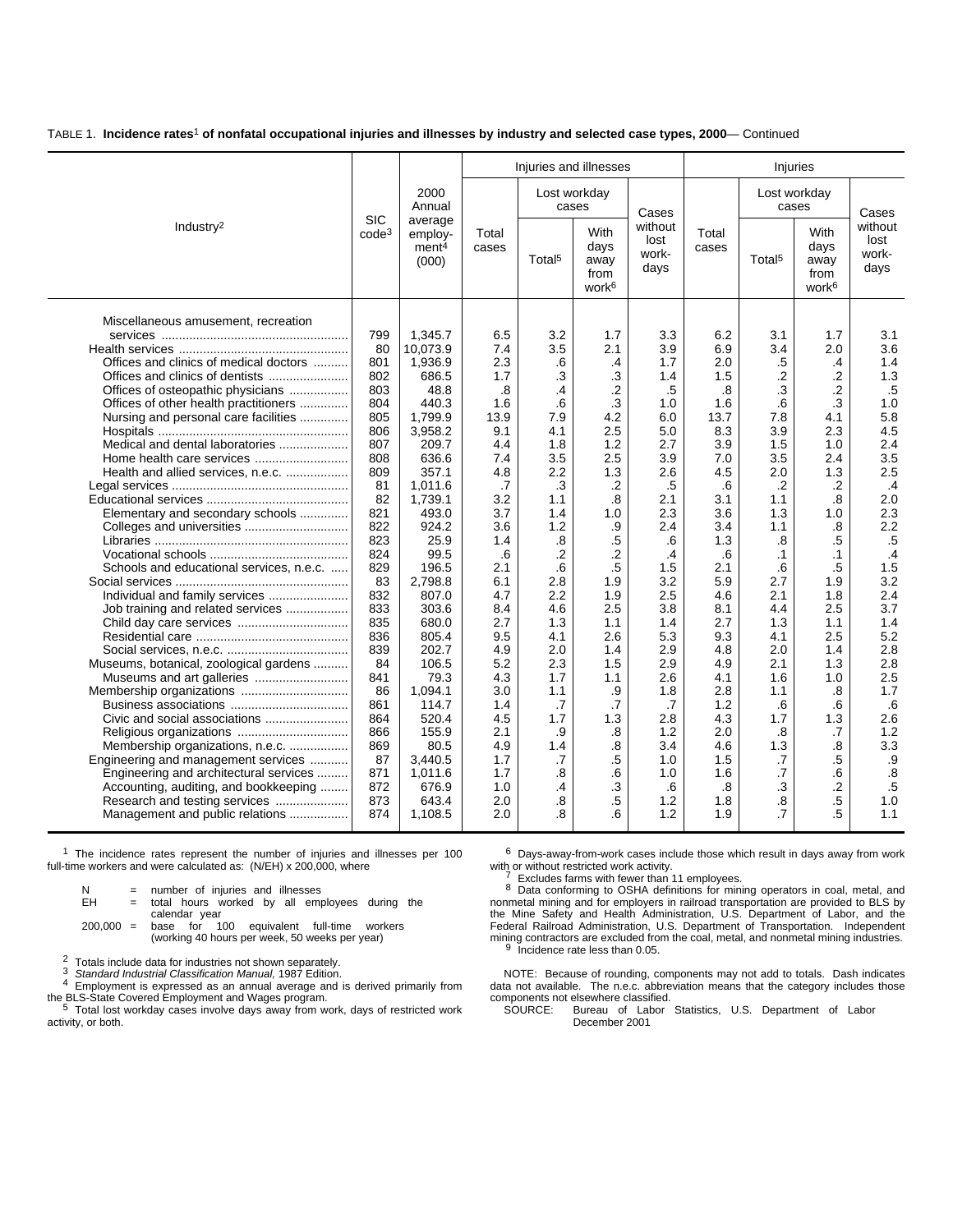TABLE 1. **Incidence rates[1] of nonfatal occupational injuries and illnesses by industry and selected case types, 2000**— Continued

| Industry[2] | SIC code[3] | 2000 Annual average employ-ment[4] (000) | Injuries and illnesses | | | | Injuries | | | |
|---|---|---|---|---|---|---|---|---|---|---|
| | | | Total cases | Lost workday cases | | Cases without lost work-days | Total cases | Lost workday cases | | Cases without lost work-days |
| | | | | Total[5] | With days away from work[6] | | | Total[5] | With days away from work[6] | |
| Miscellaneous amusement, recreation services | 799 | 1,345.7 | 6.5 | 3.2 | 1.7 | 3.3 | 6.2 | 3.1 | 1.7 | 3.1 |
| Health services | 80 | 10,073.9 | 7.4 | 3.5 | 2.1 | 3.9 | 6.9 | 3.4 | 2.0 | 3.6 |
| Offices and clinics of medical doctors | 801 | 1,936.9 | 2.3 | .6 | .4 | 1.7 | 2.0 | .5 | .4 | 1.4 |
| Offices and clinics of dentists | 802 | 686.5 | 1.7 | .3 | .3 | 1.4 | 1.5 | .2 | .2 | 1.3 |
| Offices of osteopathic physicians | 803 | 48.8 | .8 | .4 | .2 | .5 | .8 | .3 | .2 | .5 |
| Offices of other health practitioners | 804 | 440.3 | 1.6 | .6 | .3 | 1.0 | 1.6 | .6 | .3 | 1.0 |
| Nursing and personal care facilities | 805 | 1,799.9 | 13.9 | 7.9 | 4.2 | 6.0 | 13.7 | 7.8 | 4.1 | 5.8 |
| Hospitals | 806 | 3,958.2 | 9.1 | 4.1 | 2.5 | 5.0 | 8.3 | 3.9 | 2.3 | 4.5 |
| Medical and dental laboratories | 807 | 209.7 | 4.4 | 1.8 | 1.2 | 2.7 | 3.9 | 1.5 | 1.0 | 2.4 |
| Home health care services | 808 | 636.6 | 7.4 | 3.5 | 2.5 | 3.9 | 7.0 | 3.5 | 2.4 | 3.5 |
| Health and allied services, n.e.c. | 809 | 357.1 | 4.8 | 2.2 | 1.3 | 2.6 | 4.5 | 2.0 | 1.3 | 2.5 |
| Legal services | 81 | 1,011.6 | .7 | .3 | .2 | .5 | .6 | .2 | .2 | .4 |
| Educational services | 82 | 1,739.1 | 3.2 | 1.1 | .8 | 2.1 | 3.1 | 1.1 | .8 | 2.0 |
| Elementary and secondary schools | 821 | 493.0 | 3.7 | 1.4 | 1.0 | 2.3 | 3.6 | 1.3 | 1.0 | 2.3 |
| Colleges and universities | 822 | 924.2 | 3.6 | 1.2 | .9 | 2.4 | 3.4 | 1.1 | .8 | 2.2 |
| Libraries | 823 | 25.9 | 1.4 | .8 | .5 | .6 | 1.3 | .8 | .5 | .5 |
| Vocational schools | 824 | 99.5 | .6 | .2 | .2 | .4 | .6 | .1 | .1 | .4 |
| Schools and educational services, n.e.c. | 829 | 196.5 | 2.1 | .6 | .5 | 1.5 | 2.1 | .6 | .5 | 1.5 |
| Social services | 83 | 2,798.8 | 6.1 | 2.8 | 1.9 | 3.2 | 5.9 | 2.7 | 1.9 | 3.2 |
| Individual and family services | 832 | 807.0 | 4.7 | 2.2 | 1.9 | 2.5 | 4.6 | 2.1 | 1.8 | 2.4 |
| Job training and related services | 833 | 303.6 | 8.4 | 4.6 | 2.5 | 3.8 | 8.1 | 4.4 | 2.5 | 3.7 |
| Child day care services | 835 | 680.0 | 2.7 | 1.3 | 1.1 | 1.4 | 2.7 | 1.3 | 1.1 | 1.4 |
| Residential care | 836 | 805.4 | 9.5 | 4.1 | 2.6 | 5.3 | 9.3 | 4.1 | 2.5 | 5.2 |
| Social services, n.e.c. | 839 | 202.7 | 4.9 | 2.0 | 1.4 | 2.9 | 4.8 | 2.0 | 1.4 | 2.8 |
| Museums, botanical, zoological gardens | 84 | 106.5 | 5.2 | 2.3 | 1.5 | 2.9 | 4.9 | 2.1 | 1.3 | 2.8 |
| Museums and art galleries | 841 | 79.3 | 4.3 | 1.7 | 1.1 | 2.6 | 4.1 | 1.6 | 1.0 | 2.5 |
| Membership organizations | 86 | 1,094.1 | 3.0 | 1.1 | .9 | 1.8 | 2.8 | 1.1 | .8 | 1.7 |
| Business associations | 861 | 114.7 | 1.4 | .7 | .7 | .7 | 1.2 | .6 | .6 | .6 |
| Civic and social associations | 864 | 520.4 | 4.5 | 1.7 | 1.3 | 2.8 | 4.3 | 1.7 | 1.3 | 2.6 |
| Religious organizations | 866 | 155.9 | 2.1 | .9 | .8 | 1.2 | 2.0 | .8 | .7 | 1.2 |
| Membership organizations, n.e.c. | 869 | 80.5 | 4.9 | 1.4 | .8 | 3.4 | 4.6 | 1.3 | .8 | 3.3 |
| Engineering and management services | 87 | 3,440.5 | 1.7 | .7 | .5 | 1.0 | 1.5 | .7 | .5 | .9 |
| Engineering and architectural services | 871 | 1,011.6 | 1.7 | .8 | .6 | 1.0 | 1.6 | .7 | .6 | .8 |
| Accounting, auditing, and bookkeeping | 872 | 676.9 | 1.0 | .4 | .3 | .6 | .8 | .3 | .2 | .5 |
| Research and testing services | 873 | 643.4 | 2.0 | .8 | .5 | 1.2 | 1.8 | .8 | .5 | 1.0 |
| Management and public relations | 874 | 1,108.5 | 2.0 | .8 | .6 | 1.2 | 1.9 | .7 | .5 | 1.1 |

[1] The incidence rates represent the number of injuries and illnesses per 100 full-time workers and were calculated as: (N/EH) x 200,000, where

N = number of injuries and illnesses
EH = total hours worked by all employees during the calendar year
200,000 = base for 100 equivalent full-time workers (working 40 hours per week, 50 weeks per year)

[2] Totals include data for industries not shown separately.
[3] *Standard Industrial Classification Manual*, 1987 Edition.
[4] Employment is expressed as an annual average and is derived primarily from the BLS-State Covered Employment and Wages program.
[5] Total lost workday cases involve days away from work, days of restricted work activity, or both.
[6] Days-away-from-work cases include those which result in days away from work with or without restricted work activity.
[7] Excludes farms with fewer than 11 employees.
[8] Data conforming to OSHA definitions for mining operators in coal, metal, and nonmetal mining and for employers in railroad transportation are provided to BLS by the Mine Safety and Health Administration, U.S. Department of Labor, and the Federal Railroad Administration, U.S. Department of Transportation. Independent mining contractors are excluded from the coal, metal, and nonmetal mining industries.
[9] Incidence rate less than 0.05.

NOTE: Because of rounding, components may not add to totals. Dash indicates data not available. The n.e.c. abbreviation means that the category includes those components not elsewhere classified.

SOURCE: Bureau of Labor Statistics, U.S. Department of Labor
December 2001